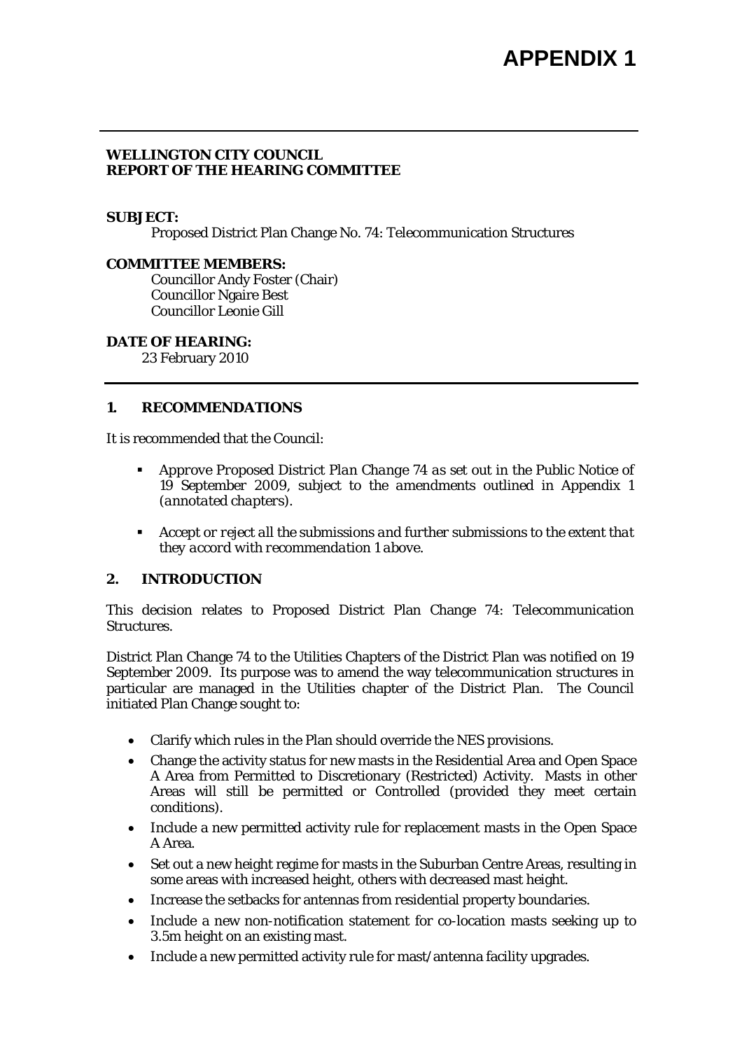# APPENDIX 1

---

**WELLINGTON CITY COUNCIL**
**REPORT OF THE HEARING COMMITTEE**

**SUBJECT:**

Proposed District Plan Change No. 74: Telecommunication Structures

**COMMITTEE MEMBERS:**

Councillor Andy Foster (Chair)
Councillor Ngaire Best
Councillor Leonie Gill

**DATE OF HEARING:**

23 February 2010

---

## 1. RECOMMENDATIONS

It is recommended that the Council:

- *Approve Proposed District Plan Change 74 as set out in the Public Notice of 19 September 2009, subject to the amendments outlined in Appendix 1 (annotated chapters).*
- *Accept or reject all the submissions and further submissions to the extent that they accord with recommendation 1 above.*

## 2. INTRODUCTION

This decision relates to Proposed District Plan Change 74: Telecommunication Structures.

District Plan Change 74 to the Utilities Chapters of the District Plan was notified on 19 September 2009. Its purpose was to amend the way telecommunication structures in particular are managed in the Utilities chapter of the District Plan. The Council initiated Plan Change sought to:

- Clarify which rules in the Plan should override the NES provisions.
- Change the activity status for new masts in the Residential Area and Open Space A Area from Permitted to Discretionary (Restricted) Activity. Masts in other Areas will still be permitted or Controlled (provided they meet certain conditions).
- Include a new permitted activity rule for replacement masts in the Open Space A Area.
- Set out a new height regime for masts in the Suburban Centre Areas, resulting in some areas with increased height, others with decreased mast height.
- Increase the setbacks for antennas from residential property boundaries.
- Include a new non-notification statement for co-location masts seeking up to 3.5m height on an existing mast.
- Include a new permitted activity rule for mast/antenna facility upgrades.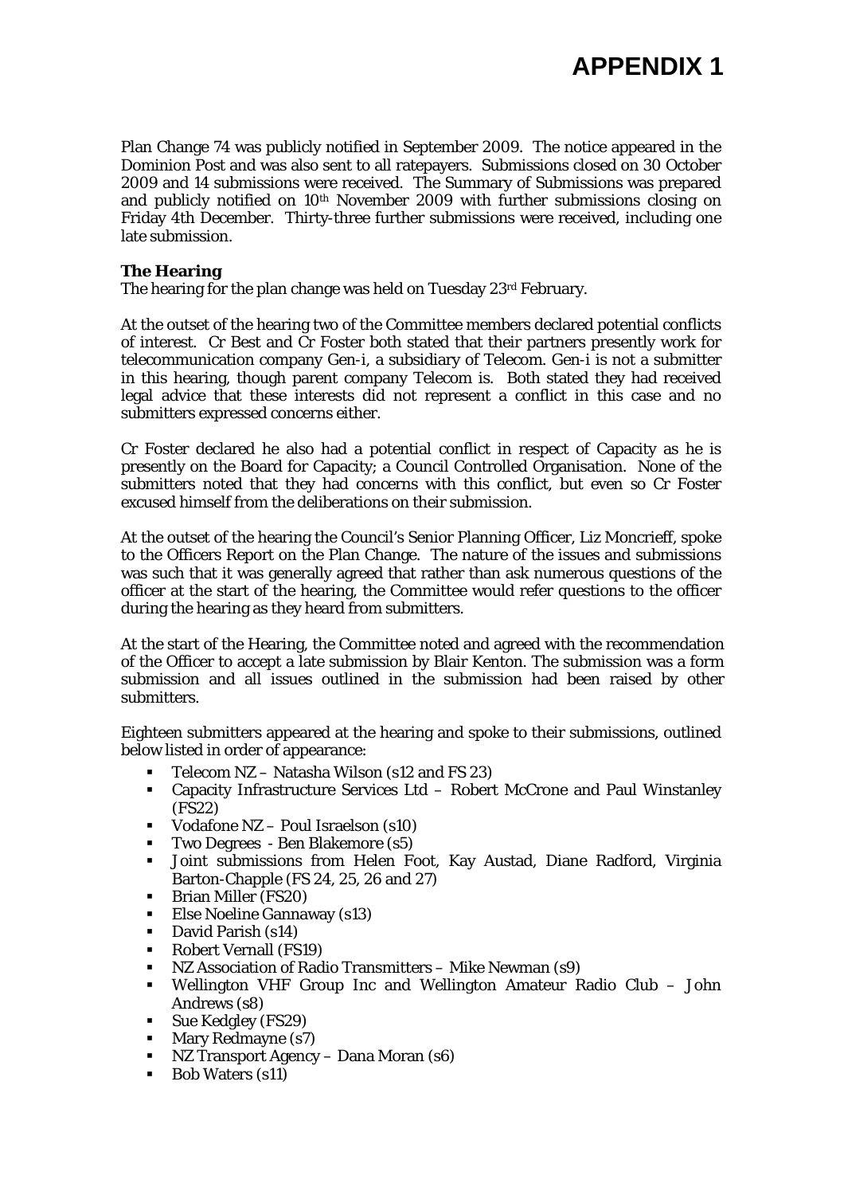# APPENDIX 1

Plan Change 74 was publicly notified in September 2009. The notice appeared in the Dominion Post and was also sent to all ratepayers. Submissions closed on 30 October 2009 and 14 submissions were received. The Summary of Submissions was prepared and publicly notified on 10th November 2009 with further submissions closing on Friday 4th December. Thirty-three further submissions were received, including one late submission.

**The Hearing**

The hearing for the plan change was held on Tuesday 23rd February.

At the outset of the hearing two of the Committee members declared potential conflicts of interest. Cr Best and Cr Foster both stated that their partners presently work for telecommunication company Gen-i, a subsidiary of Telecom. Gen-i is not a submitter in this hearing, though parent company Telecom is. Both stated they had received legal advice that these interests did not represent a conflict in this case and no submitters expressed concerns either.

Cr Foster declared he also had a potential conflict in respect of Capacity as he is presently on the Board for Capacity; a Council Controlled Organisation. None of the submitters noted that they had concerns with this conflict, but even so Cr Foster excused himself from the deliberations on their submission.

At the outset of the hearing the Council's Senior Planning Officer, Liz Moncrieff, spoke to the Officers Report on the Plan Change. The nature of the issues and submissions was such that it was generally agreed that rather than ask numerous questions of the officer at the start of the hearing, the Committee would refer questions to the officer during the hearing as they heard from submitters.

At the start of the Hearing, the Committee noted and agreed with the recommendation of the Officer to accept a late submission by Blair Kenton. The submission was a form submission and all issues outlined in the submission had been raised by other submitters.

Eighteen submitters appeared at the hearing and spoke to their submissions, outlined below listed in order of appearance:

- Telecom NZ – Natasha Wilson (s12 and FS 23)
- Capacity Infrastructure Services Ltd – Robert McCrone and Paul Winstanley (FS22)
- Vodafone NZ – Poul Israelson (s10)
- Two Degrees - Ben Blakemore (s5)
- Joint submissions from Helen Foot, Kay Austad, Diane Radford, Virginia Barton-Chapple (FS 24, 25, 26 and 27)
- Brian Miller (FS20)
- Else Noeline Gannaway (s13)
- David Parish (s14)
- Robert Vernall (FS19)
- NZ Association of Radio Transmitters – Mike Newman (s9)
- Wellington VHF Group Inc and Wellington Amateur Radio Club – John Andrews (s8)
- Sue Kedgley (FS29)
- Mary Redmayne (s7)
- NZ Transport Agency – Dana Moran (s6)
- Bob Waters (s11)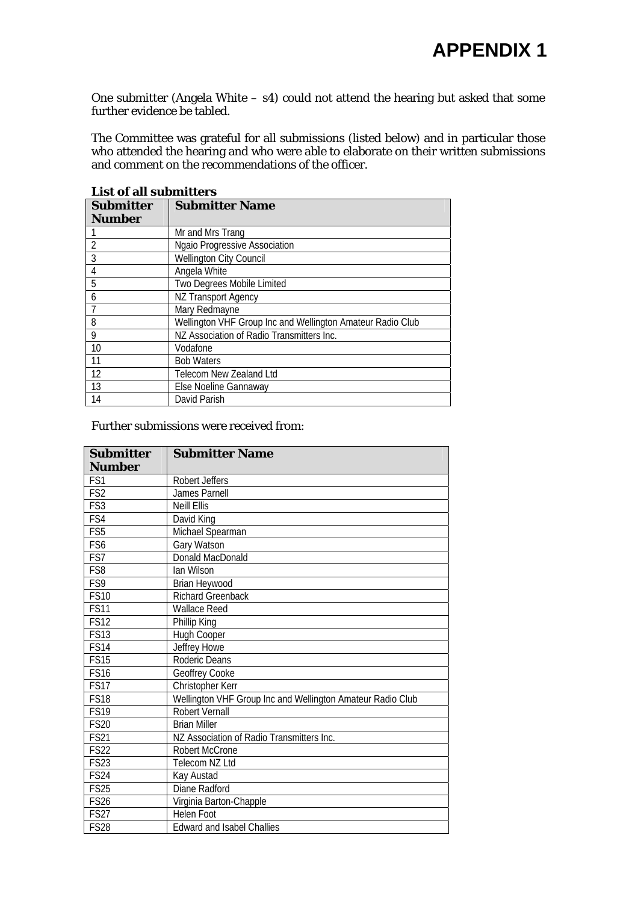# APPENDIX 1

One submitter (Angela White – s4) could not attend the hearing but asked that some further evidence be tabled.

The Committee was grateful for all submissions (listed below) and in particular those who attended the hearing and who were able to elaborate on their written submissions and comment on the recommendations of the officer.

**List of all submitters**

| Submitter Number | Submitter Name |
|---|---|
| 1 | Mr and Mrs Trang |
| 2 | Ngaio Progressive Association |
| 3 | Wellington City Council |
| 4 | Angela White |
| 5 | Two Degrees Mobile Limited |
| 6 | NZ Transport Agency |
| 7 | Mary Redmayne |
| 8 | Wellington VHF Group Inc and Wellington Amateur Radio Club |
| 9 | NZ Association of Radio Transmitters Inc. |
| 10 | Vodafone |
| 11 | Bob Waters |
| 12 | Telecom New Zealand Ltd |
| 13 | Else Noeline Gannaway |
| 14 | David Parish |

Further submissions were received from:

| Submitter Number | Submitter Name |
|---|---|
| FS1 | Robert Jeffers |
| FS2 | James Parnell |
| FS3 | Neill Ellis |
| FS4 | David King |
| FS5 | Michael Spearman |
| FS6 | Gary Watson |
| FS7 | Donald MacDonald |
| FS8 | Ian Wilson |
| FS9 | Brian Heywood |
| FS10 | Richard Greenback |
| FS11 | Wallace Reed |
| FS12 | Phillip King |
| FS13 | Hugh Cooper |
| FS14 | Jeffrey Howe |
| FS15 | Roderic Deans |
| FS16 | Geoffrey Cooke |
| FS17 | Christopher Kerr |
| FS18 | Wellington VHF Group Inc and Wellington Amateur Radio Club |
| FS19 | Robert Vernall |
| FS20 | Brian Miller |
| FS21 | NZ Association of Radio Transmitters Inc. |
| FS22 | Robert McCrone |
| FS23 | Telecom NZ Ltd |
| FS24 | Kay Austad |
| FS25 | Diane Radford |
| FS26 | Virginia Barton-Chapple |
| FS27 | Helen Foot |
| FS28 | Edward and Isabel Challies |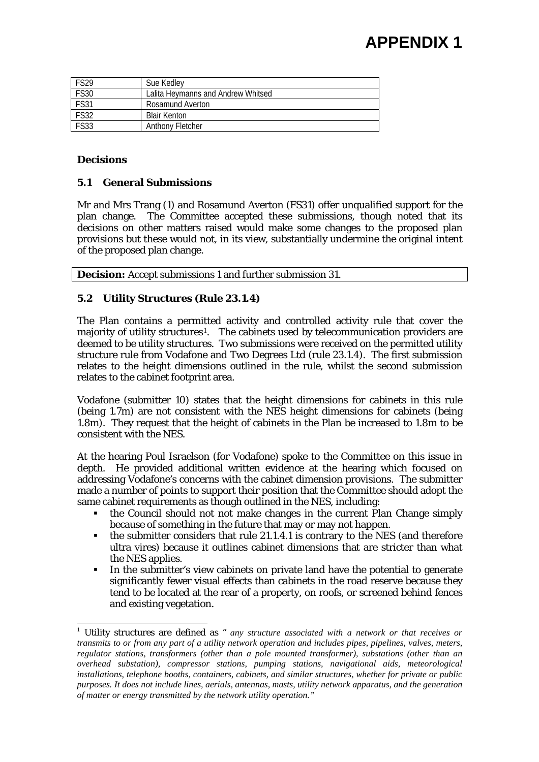# APPENDIX 1

| FS29 | Sue Kedley |
|---|---|
| FS30 | Lalita Heymanns and Andrew Whitsed |
| FS31 | Rosamund Averton |
| FS32 | Blair Kenton |
| FS33 | Anthony Fletcher |

**Decisions**

**5.1 General Submissions**

Mr and Mrs Trang (1) and Rosamund Averton (FS31) offer unqualified support for the plan change. The Committee accepted these submissions, though noted that its decisions on other matters raised would make some changes to the proposed plan provisions but these would not, in its view, substantially undermine the original intent of the proposed plan change.

**Decision:** Accept submissions 1 and further submission 31.

**5.2 Utility Structures (Rule 23.1.4)**

The Plan contains a permitted activity and controlled activity rule that cover the majority of utility structures[1]. The cabinets used by telecommunication providers are deemed to be utility structures. Two submissions were received on the permitted utility structure rule from Vodafone and Two Degrees Ltd (rule 23.1.4). The first submission relates to the height dimensions outlined in the rule, whilst the second submission relates to the cabinet footprint area.

Vodafone (submitter 10) states that the height dimensions for cabinets in this rule (being 1.7m) are not consistent with the NES height dimensions for cabinets (being 1.8m). They request that the height of cabinets in the Plan be increased to 1.8m to be consistent with the NES.

At the hearing Poul Israelson (for Vodafone) spoke to the Committee on this issue in depth. He provided additional written evidence at the hearing which focused on addressing Vodafone's concerns with the cabinet dimension provisions. The submitter made a number of points to support their position that the Committee should adopt the same cabinet requirements as though outlined in the NES, including:

- the Council should not not make changes in the current Plan Change simply because of something in the future that may or may not happen.
- the submitter considers that rule 21.1.4.1 is contrary to the NES (and therefore ultra vires) because it outlines cabinet dimensions that are stricter than what the NES applies.
- In the submitter's view cabinets on private land have the potential to generate significantly fewer visual effects than cabinets in the road reserve because they tend to be located at the rear of a property, on roofs, or screened behind fences and existing vegetation.

[1] Utility structures are defined as " *any structure associated with a network or that receives or transmits to or from any part of a utility network operation and includes pipes, pipelines, valves, meters, regulator stations, transformers (other than a pole mounted transformer), substations (other than an overhead substation), compressor stations, pumping stations, navigational aids, meteorological installations, telephone booths, containers, cabinets, and similar structures, whether for private or public purposes. It does not include lines, aerials, antennas, masts, utility network apparatus, and the generation of matter or energy transmitted by the network utility operation.*"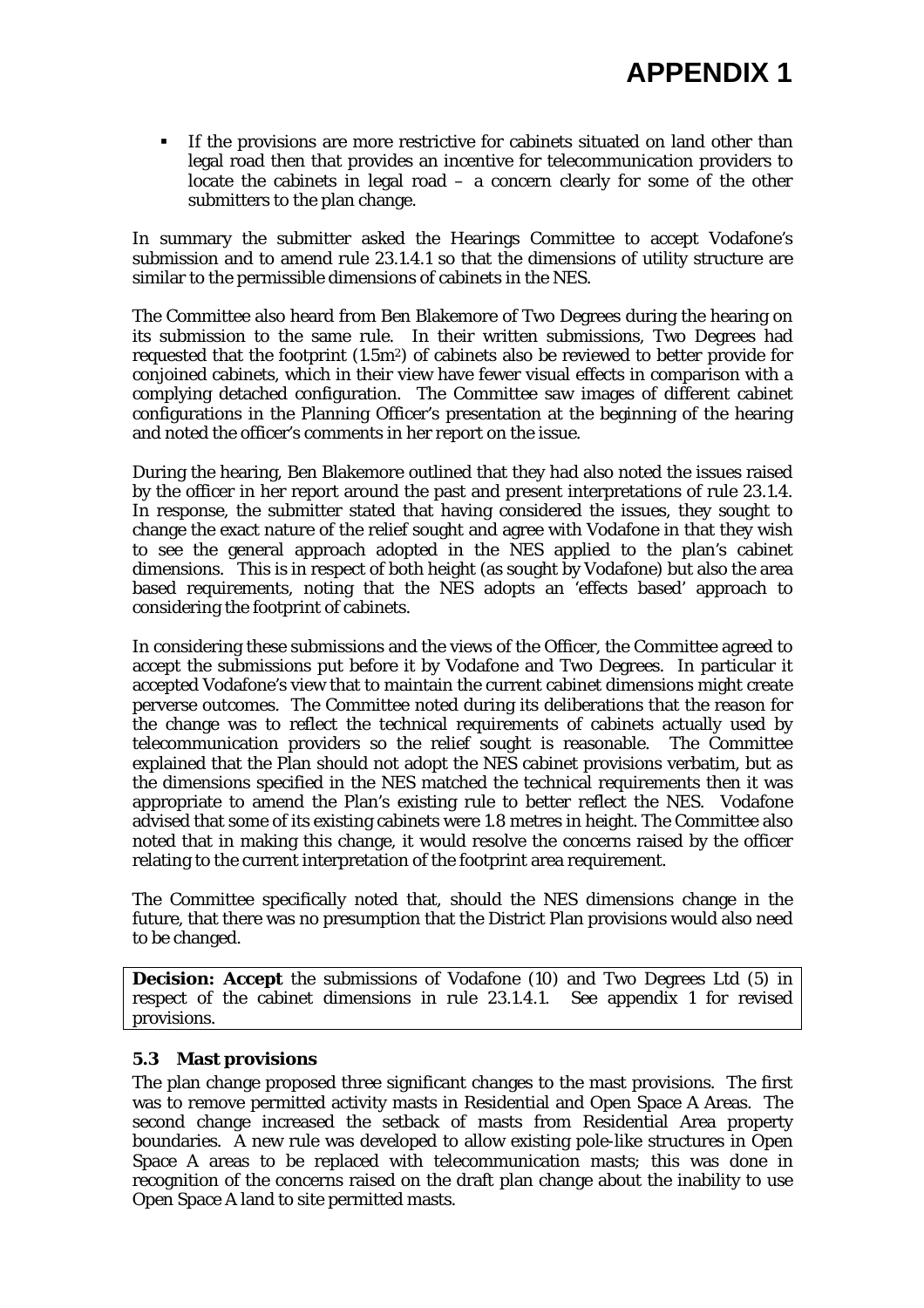- If the provisions are more restrictive for cabinets situated on land other than legal road then that provides an incentive for telecommunication providers to locate the cabinets in legal road – a concern clearly for some of the other submitters to the plan change.

In summary the submitter asked the Hearings Committee to accept Vodafone's submission and to amend rule 23.1.4.1 so that the dimensions of utility structure are similar to the permissible dimensions of cabinets in the NES.

The Committee also heard from Ben Blakemore of Two Degrees during the hearing on its submission to the same rule. In their written submissions, Two Degrees had requested that the footprint ($1.5m^2$) of cabinets also be reviewed to better provide for conjoined cabinets, which in their view have fewer visual effects in comparison with a complying detached configuration. The Committee saw images of different cabinet configurations in the Planning Officer's presentation at the beginning of the hearing and noted the officer's comments in her report on the issue.

During the hearing, Ben Blakemore outlined that they had also noted the issues raised by the officer in her report around the past and present interpretations of rule 23.1.4. In response, the submitter stated that having considered the issues, they sought to change the exact nature of the relief sought and agree with Vodafone in that they wish to see the general approach adopted in the NES applied to the plan's cabinet dimensions. This is in respect of both height (as sought by Vodafone) but also the area based requirements, noting that the NES adopts an 'effects based' approach to considering the footprint of cabinets.

In considering these submissions and the views of the Officer, the Committee agreed to accept the submissions put before it by Vodafone and Two Degrees. In particular it accepted Vodafone's view that to maintain the current cabinet dimensions might create perverse outcomes. The Committee noted during its deliberations that the reason for the change was to reflect the technical requirements of cabinets actually used by telecommunication providers so the relief sought is reasonable. The Committee explained that the Plan should not adopt the NES cabinet provisions verbatim, but as the dimensions specified in the NES matched the technical requirements then it was appropriate to amend the Plan's existing rule to better reflect the NES. Vodafone advised that some of its existing cabinets were 1.8 metres in height. The Committee also noted that in making this change, it would resolve the concerns raised by the officer relating to the current interpretation of the footprint area requirement.

The Committee specifically noted that, should the NES dimensions change in the future, that there was no presumption that the District Plan provisions would also need to be changed.

**Decision: Accept** the submissions of Vodafone (10) and Two Degrees Ltd (5) in respect of the cabinet dimensions in rule 23.1.4.1. See appendix 1 for revised provisions.

### 5.3 Mast provisions

The plan change proposed three significant changes to the mast provisions. The first was to remove permitted activity masts in Residential and Open Space A Areas. The second change increased the setback of masts from Residential Area property boundaries. A new rule was developed to allow existing pole-like structures in Open Space A areas to be replaced with telecommunication masts; this was done in recognition of the concerns raised on the draft plan change about the inability to use Open Space A land to site permitted masts.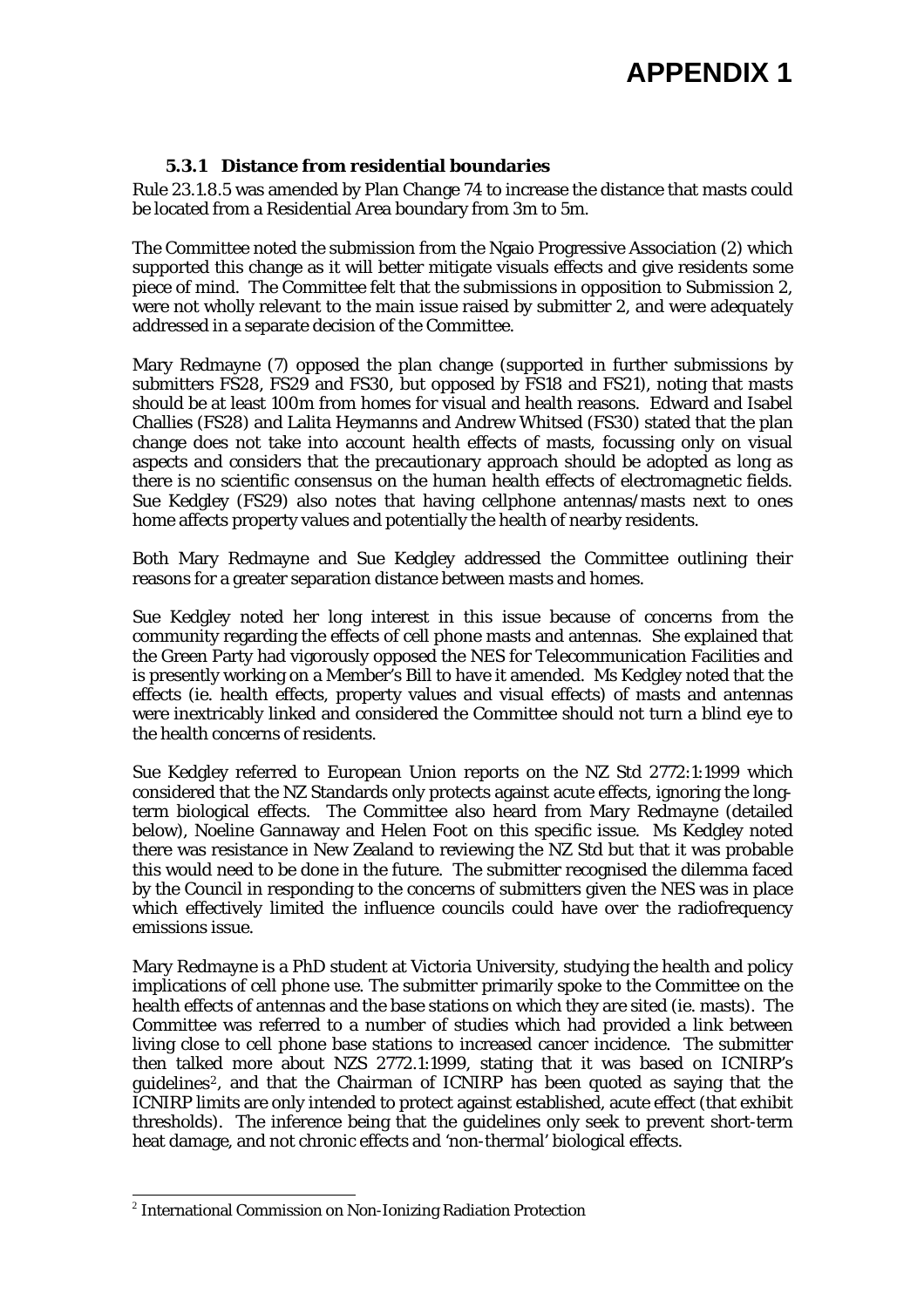# APPENDIX 1

### 5.3.1 Distance from residential boundaries

Rule 23.1.8.5 was amended by Plan Change 74 to increase the distance that masts could be located from a Residential Area boundary from 3m to 5m.

The Committee noted the submission from the Ngaio Progressive Association (2) which supported this change as it will better mitigate visuals effects and give residents some piece of mind. The Committee felt that the submissions in opposition to Submission 2, were not wholly relevant to the main issue raised by submitter 2, and were adequately addressed in a separate decision of the Committee.

Mary Redmayne (7) opposed the plan change (supported in further submissions by submitters FS28, FS29 and FS30, but opposed by FS18 and FS21), noting that masts should be at least 100m from homes for visual and health reasons. Edward and Isabel Challies (FS28) and Lalita Heymanns and Andrew Whitsed (FS30) stated that the plan change does not take into account health effects of masts, focussing only on visual aspects and considers that the precautionary approach should be adopted as long as there is no scientific consensus on the human health effects of electromagnetic fields. Sue Kedgley (FS29) also notes that having cellphone antennas/masts next to ones home affects property values and potentially the health of nearby residents.

Both Mary Redmayne and Sue Kedgley addressed the Committee outlining their reasons for a greater separation distance between masts and homes.

Sue Kedgley noted her long interest in this issue because of concerns from the community regarding the effects of cell phone masts and antennas. She explained that the Green Party had vigorously opposed the NES for Telecommunication Facilities and is presently working on a Member's Bill to have it amended. Ms Kedgley noted that the effects (ie. health effects, property values and visual effects) of masts and antennas were inextricably linked and considered the Committee should not turn a blind eye to the health concerns of residents.

Sue Kedgley referred to European Union reports on the NZ Std 2772:1:1999 which considered that the NZ Standards only protects against acute effects, ignoring the long-term biological effects. The Committee also heard from Mary Redmayne (detailed below), Noeline Gannaway and Helen Foot on this specific issue. Ms Kedgley noted there was resistance in New Zealand to reviewing the NZ Std but that it was probable this would need to be done in the future. The submitter recognised the dilemma faced by the Council in responding to the concerns of submitters given the NES was in place which effectively limited the influence councils could have over the radiofrequency emissions issue.

Mary Redmayne is a PhD student at Victoria University, studying the health and policy implications of cell phone use. The submitter primarily spoke to the Committee on the health effects of antennas and the base stations on which they are sited (ie. masts). The Committee was referred to a number of studies which had provided a link between living close to cell phone base stations to increased cancer incidence. The submitter then talked more about NZS 2772.1:1999, stating that it was based on ICNIRP's guidelines[2], and that the Chairman of ICNIRP has been quoted as saying that the ICNIRP limits are only intended to protect against established, acute effect (that exhibit thresholds). The inference being that the guidelines only seek to prevent short-term heat damage, and not chronic effects and 'non-thermal' biological effects.

---

[2] International Commission on Non-Ionizing Radiation Protection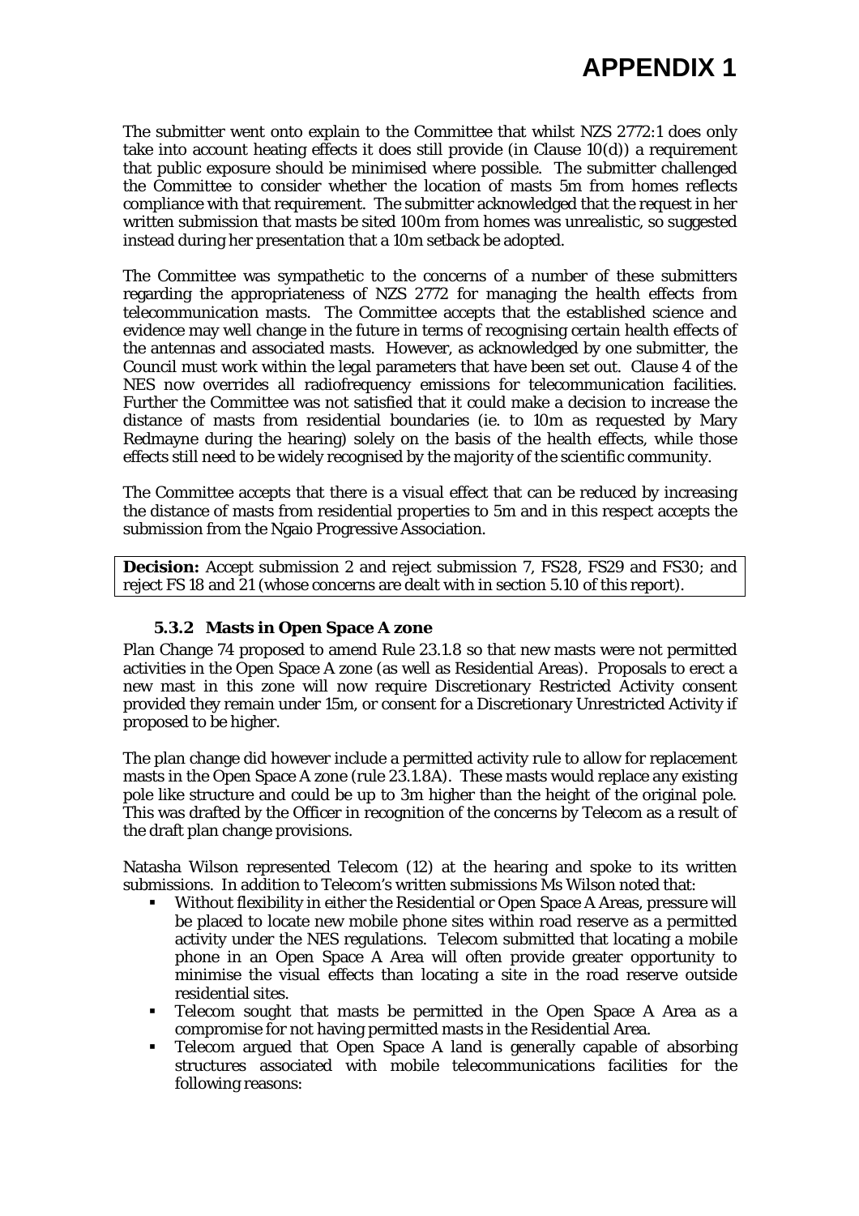# APPENDIX 1

The submitter went onto explain to the Committee that whilst NZS 2772:1 does only take into account heating effects it does still provide (in Clause 10(d)) a requirement that public exposure should be minimised where possible. The submitter challenged the Committee to consider whether the location of masts 5m from homes reflects compliance with that requirement. The submitter acknowledged that the request in her written submission that masts be sited 100m from homes was unrealistic, so suggested instead during her presentation that a 10m setback be adopted.

The Committee was sympathetic to the concerns of a number of these submitters regarding the appropriateness of NZS 2772 for managing the health effects from telecommunication masts. The Committee accepts that the established science and evidence may well change in the future in terms of recognising certain health effects of the antennas and associated masts. However, as acknowledged by one submitter, the Council must work within the legal parameters that have been set out. Clause 4 of the NES now overrides all radiofrequency emissions for telecommunication facilities. Further the Committee was not satisfied that it could make a decision to increase the distance of masts from residential boundaries (ie. to 10m as requested by Mary Redmayne during the hearing) solely on the basis of the health effects, while those effects still need to be widely recognised by the majority of the scientific community.

The Committee accepts that there is a visual effect that can be reduced by increasing the distance of masts from residential properties to 5m and in this respect accepts the submission from the Ngaio Progressive Association.

**Decision:** Accept submission 2 and reject submission 7, FS28, FS29 and FS30; and reject FS 18 and 21 (whose concerns are dealt with in section 5.10 of this report).

### 5.3.2 Masts in Open Space A zone

Plan Change 74 proposed to amend Rule 23.1.8 so that new masts were not permitted activities in the Open Space A zone (as well as Residential Areas). Proposals to erect a new mast in this zone will now require Discretionary Restricted Activity consent provided they remain under 15m, or consent for a Discretionary Unrestricted Activity if proposed to be higher.

The plan change did however include a permitted activity rule to allow for replacement masts in the Open Space A zone (rule 23.1.8A). These masts would replace any existing pole like structure and could be up to 3m higher than the height of the original pole. This was drafted by the Officer in recognition of the concerns by Telecom as a result of the draft plan change provisions.

Natasha Wilson represented Telecom (12) at the hearing and spoke to its written submissions. In addition to Telecom's written submissions Ms Wilson noted that:

- Without flexibility in either the Residential or Open Space A Areas, pressure will be placed to locate new mobile phone sites within road reserve as a permitted activity under the NES regulations. Telecom submitted that locating a mobile phone in an Open Space A Area will often provide greater opportunity to minimise the visual effects than locating a site in the road reserve outside residential sites.
- Telecom sought that masts be permitted in the Open Space A Area as a compromise for not having permitted masts in the Residential Area.
- Telecom argued that Open Space A land is generally capable of absorbing structures associated with mobile telecommunications facilities for the following reasons: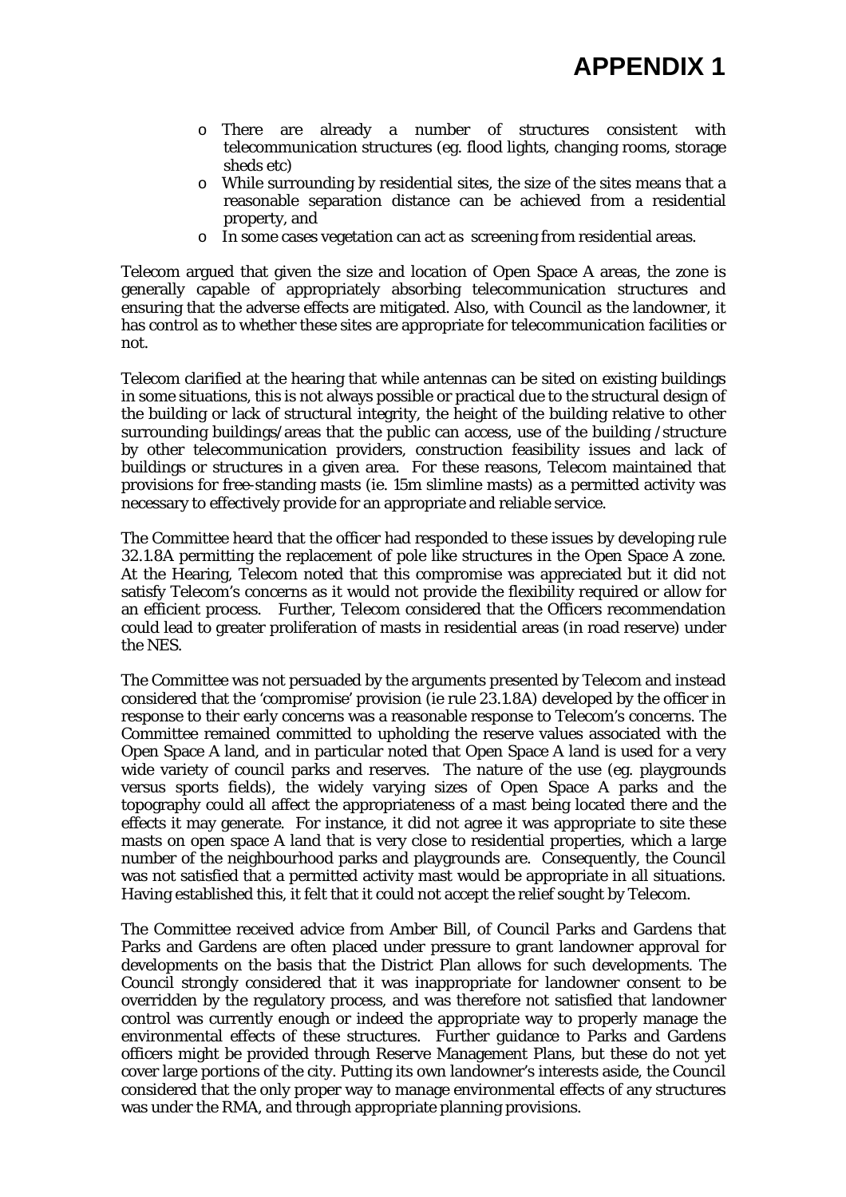# APPENDIX 1

- o There are already a number of structures consistent with telecommunication structures (eg. flood lights, changing rooms, storage sheds etc)
- o While surrounding by residential sites, the size of the sites means that a reasonable separation distance can be achieved from a residential property, and
- o In some cases vegetation can act as screening from residential areas.

Telecom argued that given the size and location of Open Space A areas, the zone is generally capable of appropriately absorbing telecommunication structures and ensuring that the adverse effects are mitigated. Also, with Council as the landowner, it has control as to whether these sites are appropriate for telecommunication facilities or not.

Telecom clarified at the hearing that while antennas can be sited on existing buildings in some situations, this is not always possible or practical due to the structural design of the building or lack of structural integrity, the height of the building relative to other surrounding buildings/areas that the public can access, use of the building /structure by other telecommunication providers, construction feasibility issues and lack of buildings or structures in a given area. For these reasons, Telecom maintained that provisions for free-standing masts (ie. 15m slimline masts) as a permitted activity was necessary to effectively provide for an appropriate and reliable service.

The Committee heard that the officer had responded to these issues by developing rule 32.1.8A permitting the replacement of pole like structures in the Open Space A zone. At the Hearing, Telecom noted that this compromise was appreciated but it did not satisfy Telecom's concerns as it would not provide the flexibility required or allow for an efficient process. Further, Telecom considered that the Officers recommendation could lead to greater proliferation of masts in residential areas (in road reserve) under the NES.

The Committee was not persuaded by the arguments presented by Telecom and instead considered that the 'compromise' provision (ie rule 23.1.8A) developed by the officer in response to their early concerns was a reasonable response to Telecom's concerns. The Committee remained committed to upholding the reserve values associated with the Open Space A land, and in particular noted that Open Space A land is used for a very wide variety of council parks and reserves. The nature of the use (eg. playgrounds versus sports fields), the widely varying sizes of Open Space A parks and the topography could all affect the appropriateness of a mast being located there and the effects it may generate. For instance, it did not agree it was appropriate to site these masts on open space A land that is very close to residential properties, which a large number of the neighbourhood parks and playgrounds are. Consequently, the Council was not satisfied that a permitted activity mast would be appropriate in all situations. Having established this, it felt that it could not accept the relief sought by Telecom.

The Committee received advice from Amber Bill, of Council Parks and Gardens that Parks and Gardens are often placed under pressure to grant landowner approval for developments on the basis that the District Plan allows for such developments. The Council strongly considered that it was inappropriate for landowner consent to be overridden by the regulatory process, and was therefore not satisfied that landowner control was currently enough or indeed the appropriate way to properly manage the environmental effects of these structures. Further guidance to Parks and Gardens officers might be provided through Reserve Management Plans, but these do not yet cover large portions of the city. Putting its own landowner's interests aside, the Council considered that the only proper way to manage environmental effects of any structures was under the RMA, and through appropriate planning provisions.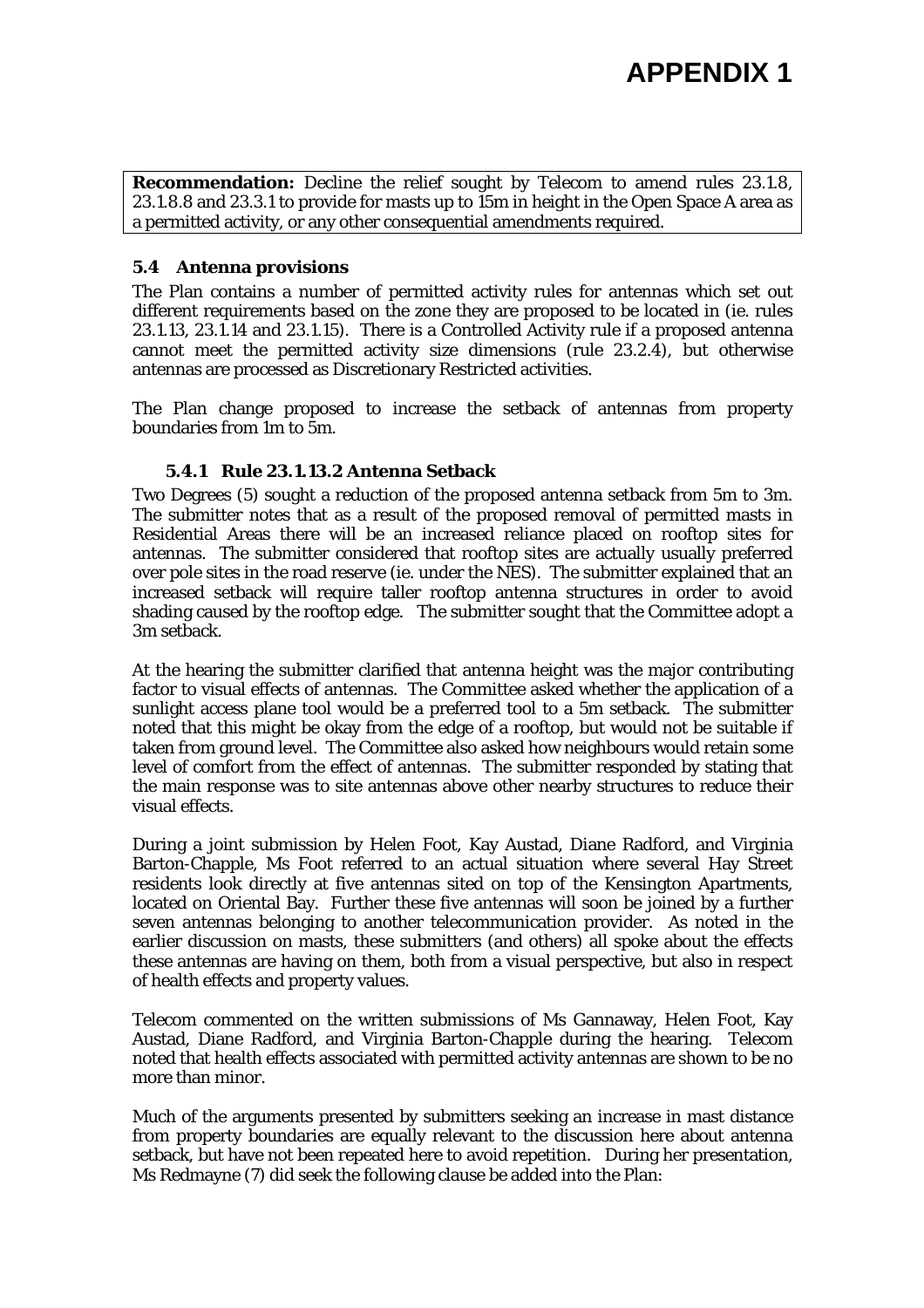# APPENDIX 1

**Recommendation:** Decline the relief sought by Telecom to amend rules 23.1.8, 23.1.8.8 and 23.3.1 to provide for masts up to 15m in height in the Open Space A area as a permitted activity, or any other consequential amendments required.

### 5.4 Antenna provisions

The Plan contains a number of permitted activity rules for antennas which set out different requirements based on the zone they are proposed to be located in (ie. rules 23.1.13, 23.1.14 and 23.1.15). There is a Controlled Activity rule if a proposed antenna cannot meet the permitted activity size dimensions (rule 23.2.4), but otherwise antennas are processed as Discretionary Restricted activities.

The Plan change proposed to increase the setback of antennas from property boundaries from 1m to 5m.

#### 5.4.1 Rule 23.1.13.2 Antenna Setback

Two Degrees (5) sought a reduction of the proposed antenna setback from 5m to 3m. The submitter notes that as a result of the proposed removal of permitted masts in Residential Areas there will be an increased reliance placed on rooftop sites for antennas. The submitter considered that rooftop sites are actually usually preferred over pole sites in the road reserve (ie. under the NES). The submitter explained that an increased setback will require taller rooftop antenna structures in order to avoid shading caused by the rooftop edge. The submitter sought that the Committee adopt a 3m setback.

At the hearing the submitter clarified that antenna height was the major contributing factor to visual effects of antennas. The Committee asked whether the application of a sunlight access plane tool would be a preferred tool to a 5m setback. The submitter noted that this might be okay from the edge of a rooftop, but would not be suitable if taken from ground level. The Committee also asked how neighbours would retain some level of comfort from the effect of antennas. The submitter responded by stating that the main response was to site antennas above other nearby structures to reduce their visual effects.

During a joint submission by Helen Foot, Kay Austad, Diane Radford, and Virginia Barton-Chapple, Ms Foot referred to an actual situation where several Hay Street residents look directly at five antennas sited on top of the Kensington Apartments, located on Oriental Bay. Further these five antennas will soon be joined by a further seven antennas belonging to another telecommunication provider. As noted in the earlier discussion on masts, these submitters (and others) all spoke about the effects these antennas are having on them, both from a visual perspective, but also in respect of health effects and property values.

Telecom commented on the written submissions of Ms Gannaway, Helen Foot, Kay Austad, Diane Radford, and Virginia Barton-Chapple during the hearing. Telecom noted that health effects associated with permitted activity antennas are shown to be no more than minor.

Much of the arguments presented by submitters seeking an increase in mast distance from property boundaries are equally relevant to the discussion here about antenna setback, but have not been repeated here to avoid repetition. During her presentation, Ms Redmayne (7) did seek the following clause be added into the Plan: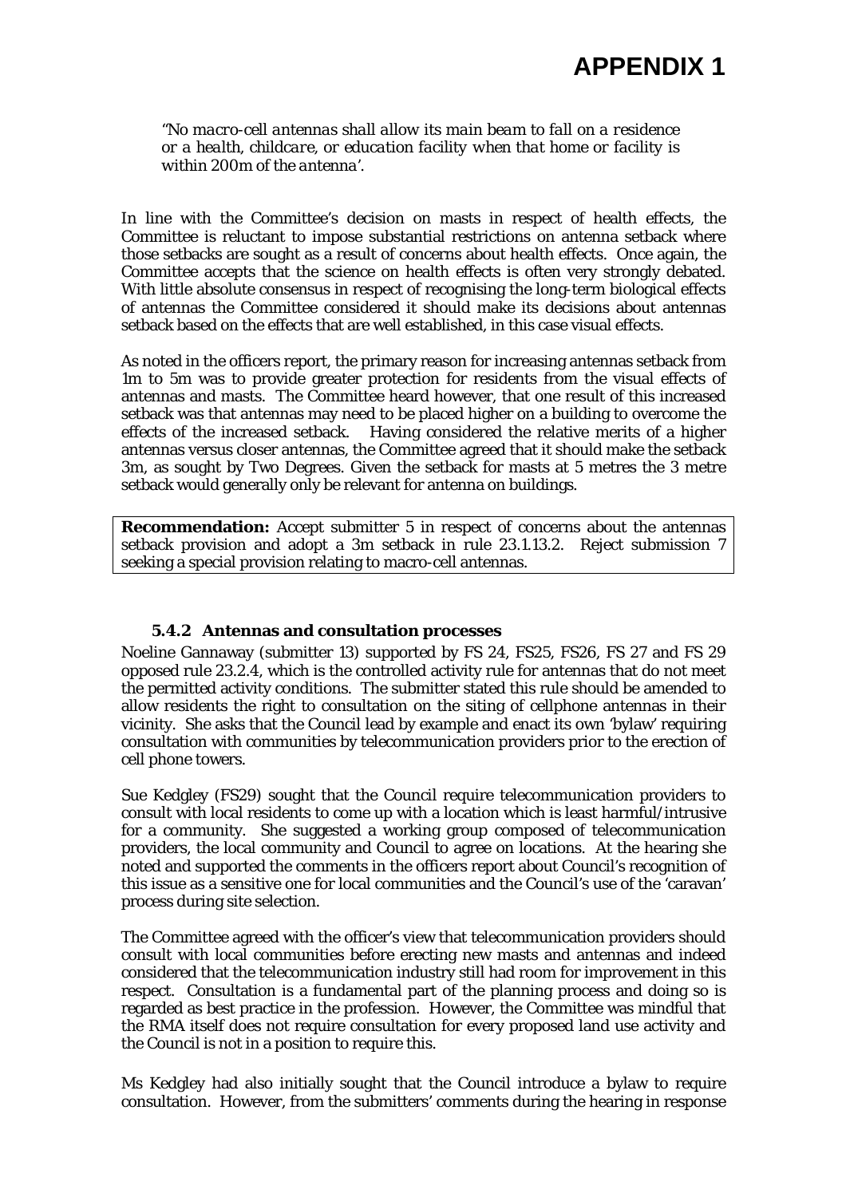*"No macro-cell antennas shall allow its main beam to fall on a residence or a health, childcare, or education facility when that home or facility is within 200m of the antenna'.*

In line with the Committee's decision on masts in respect of health effects, the Committee is reluctant to impose substantial restrictions on antenna setback where those setbacks are sought as a result of concerns about health effects. Once again, the Committee accepts that the science on health effects is often very strongly debated. With little absolute consensus in respect of recognising the long-term biological effects of antennas the Committee considered it should make its decisions about antennas setback based on the effects that are well established, in this case visual effects.

As noted in the officers report, the primary reason for increasing antennas setback from 1m to 5m was to provide greater protection for residents from the visual effects of antennas and masts. The Committee heard however, that one result of this increased setback was that antennas may need to be placed higher on a building to overcome the effects of the increased setback. Having considered the relative merits of a higher antennas versus closer antennas, the Committee agreed that it should make the setback 3m, as sought by Two Degrees. Given the setback for masts at 5 metres the 3 metre setback would generally only be relevant for antenna on buildings.

**Recommendation:** Accept submitter 5 in respect of concerns about the antennas setback provision and adopt a 3m setback in rule 23.1.13.2. Reject submission 7 seeking a special provision relating to macro-cell antennas.

### 5.4.2 Antennas and consultation processes

Noeline Gannaway (submitter 13) supported by FS 24, FS25, FS26, FS 27 and FS 29 opposed rule 23.2.4, which is the controlled activity rule for antennas that do not meet the permitted activity conditions. The submitter stated this rule should be amended to allow residents the right to consultation on the siting of cellphone antennas in their vicinity. She asks that the Council lead by example and enact its own 'bylaw' requiring consultation with communities by telecommunication providers prior to the erection of cell phone towers.

Sue Kedgley (FS29) sought that the Council require telecommunication providers to consult with local residents to come up with a location which is least harmful/intrusive for a community. She suggested a working group composed of telecommunication providers, the local community and Council to agree on locations. At the hearing she noted and supported the comments in the officers report about Council's recognition of this issue as a sensitive one for local communities and the Council's use of the 'caravan' process during site selection.

The Committee agreed with the officer's view that telecommunication providers should consult with local communities before erecting new masts and antennas and indeed considered that the telecommunication industry still had room for improvement in this respect. Consultation is a fundamental part of the planning process and doing so is regarded as best practice in the profession. However, the Committee was mindful that the RMA itself does not require consultation for every proposed land use activity and the Council is not in a position to require this.

Ms Kedgley had also initially sought that the Council introduce a bylaw to require consultation. However, from the submitters' comments during the hearing in response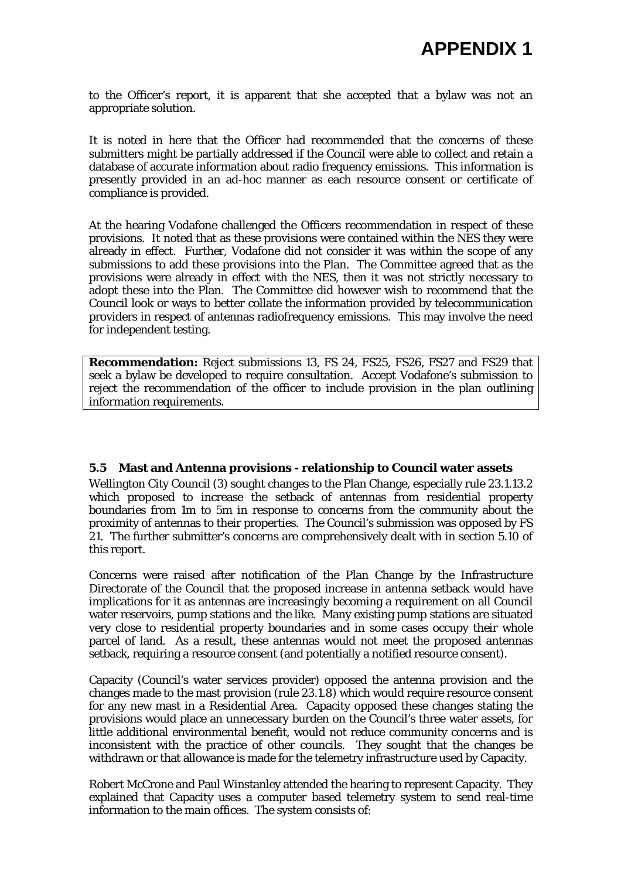to the Officer's report, it is apparent that she accepted that a bylaw was not an appropriate solution.

It is noted in here that the Officer had recommended that the concerns of these submitters might be partially addressed if the Council were able to collect and retain a database of accurate information about radio frequency emissions. This information is presently provided in an ad-hoc manner as each resource consent or certificate of compliance is provided.

At the hearing Vodafone challenged the Officers recommendation in respect of these provisions. It noted that as these provisions were contained within the NES they were already in effect. Further, Vodafone did not consider it was within the scope of any submissions to add these provisions into the Plan. The Committee agreed that as the provisions were already in effect with the NES, then it was not strictly necessary to adopt these into the Plan. The Committee did however wish to recommend that the Council look or ways to better collate the information provided by telecommunication providers in respect of antennas radiofrequency emissions. This may involve the need for independent testing.

**Recommendation:** Reject submissions 13, FS 24, FS25, FS26, FS27 and FS29 that seek a bylaw be developed to require consultation. Accept Vodafone's submission to reject the recommendation of the officer to include provision in the plan outlining information requirements.

### 5.5 Mast and Antenna provisions - relationship to Council water assets

Wellington City Council (3) sought changes to the Plan Change, especially rule 23.1.13.2 which proposed to increase the setback of antennas from residential property boundaries from 1m to 5m in response to concerns from the community about the proximity of antennas to their properties. The Council's submission was opposed by FS 21. The further submitter's concerns are comprehensively dealt with in section 5.10 of this report.

Concerns were raised after notification of the Plan Change by the Infrastructure Directorate of the Council that the proposed increase in antenna setback would have implications for it as antennas are increasingly becoming a requirement on all Council water reservoirs, pump stations and the like. Many existing pump stations are situated very close to residential property boundaries and in some cases occupy their whole parcel of land. As a result, these antennas would not meet the proposed antennas setback, requiring a resource consent (and potentially a notified resource consent).

Capacity (Council's water services provider) opposed the antenna provision and the changes made to the mast provision (rule 23.1.8) which would require resource consent for any new mast in a Residential Area. Capacity opposed these changes stating the provisions would place an unnecessary burden on the Council's three water assets, for little additional environmental benefit, would not reduce community concerns and is inconsistent with the practice of other councils. They sought that the changes be withdrawn or that allowance is made for the telemetry infrastructure used by Capacity.

Robert McCrone and Paul Winstanley attended the hearing to represent Capacity. They explained that Capacity uses a computer based telemetry system to send real-time information to the main offices. The system consists of: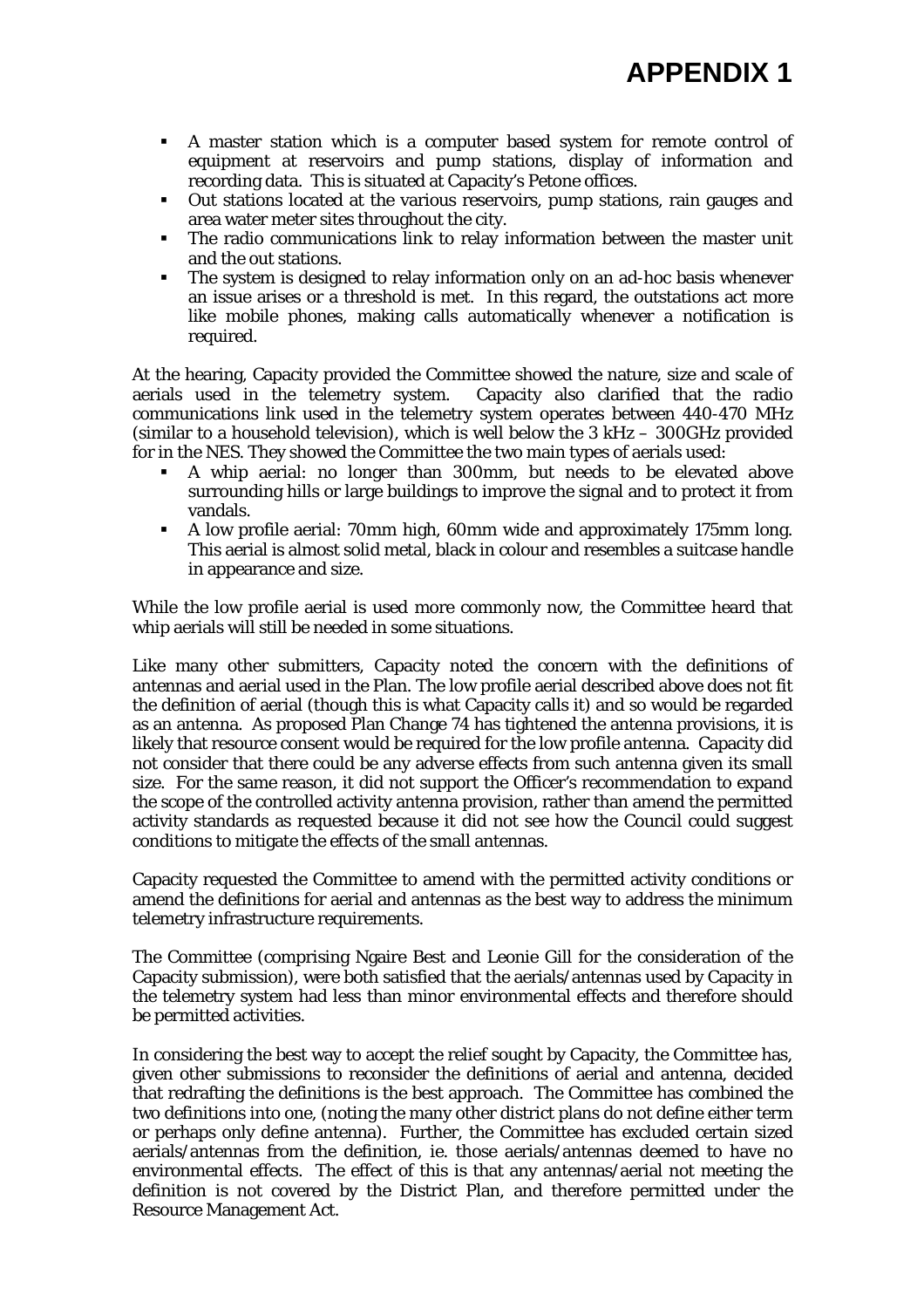# APPENDIX 1

- A master station which is a computer based system for remote control of equipment at reservoirs and pump stations, display of information and recording data. This is situated at Capacity's Petone offices.
- Out stations located at the various reservoirs, pump stations, rain gauges and area water meter sites throughout the city.
- The radio communications link to relay information between the master unit and the out stations.
- The system is designed to relay information only on an ad-hoc basis whenever an issue arises or a threshold is met. In this regard, the outstations act more like mobile phones, making calls automatically whenever a notification is required.

At the hearing, Capacity provided the Committee showed the nature, size and scale of aerials used in the telemetry system. Capacity also clarified that the radio communications link used in the telemetry system operates between 440-470 MHz (similar to a household television), which is well below the 3 kHz – 300GHz provided for in the NES. They showed the Committee the two main types of aerials used:

- A whip aerial: no longer than 300mm, but needs to be elevated above surrounding hills or large buildings to improve the signal and to protect it from vandals.
- A low profile aerial: 70mm high, 60mm wide and approximately 175mm long. This aerial is almost solid metal, black in colour and resembles a suitcase handle in appearance and size.

While the low profile aerial is used more commonly now, the Committee heard that whip aerials will still be needed in some situations.

Like many other submitters, Capacity noted the concern with the definitions of antennas and aerial used in the Plan. The low profile aerial described above does not fit the definition of aerial (though this is what Capacity calls it) and so would be regarded as an antenna. As proposed Plan Change 74 has tightened the antenna provisions, it is likely that resource consent would be required for the low profile antenna. Capacity did not consider that there could be any adverse effects from such antenna given its small size. For the same reason, it did not support the Officer's recommendation to expand the scope of the controlled activity antenna provision, rather than amend the permitted activity standards as requested because it did not see how the Council could suggest conditions to mitigate the effects of the small antennas.

Capacity requested the Committee to amend with the permitted activity conditions or amend the definitions for aerial and antennas as the best way to address the minimum telemetry infrastructure requirements.

The Committee (comprising Ngaire Best and Leonie Gill for the consideration of the Capacity submission), were both satisfied that the aerials/antennas used by Capacity in the telemetry system had less than minor environmental effects and therefore should be permitted activities.

In considering the best way to accept the relief sought by Capacity, the Committee has, given other submissions to reconsider the definitions of aerial and antenna, decided that redrafting the definitions is the best approach. The Committee has combined the two definitions into one, (noting the many other district plans do not define either term or perhaps only define antenna). Further, the Committee has excluded certain sized aerials/antennas from the definition, ie. those aerials/antennas deemed to have no environmental effects. The effect of this is that any antennas/aerial not meeting the definition is not covered by the District Plan, and therefore permitted under the Resource Management Act.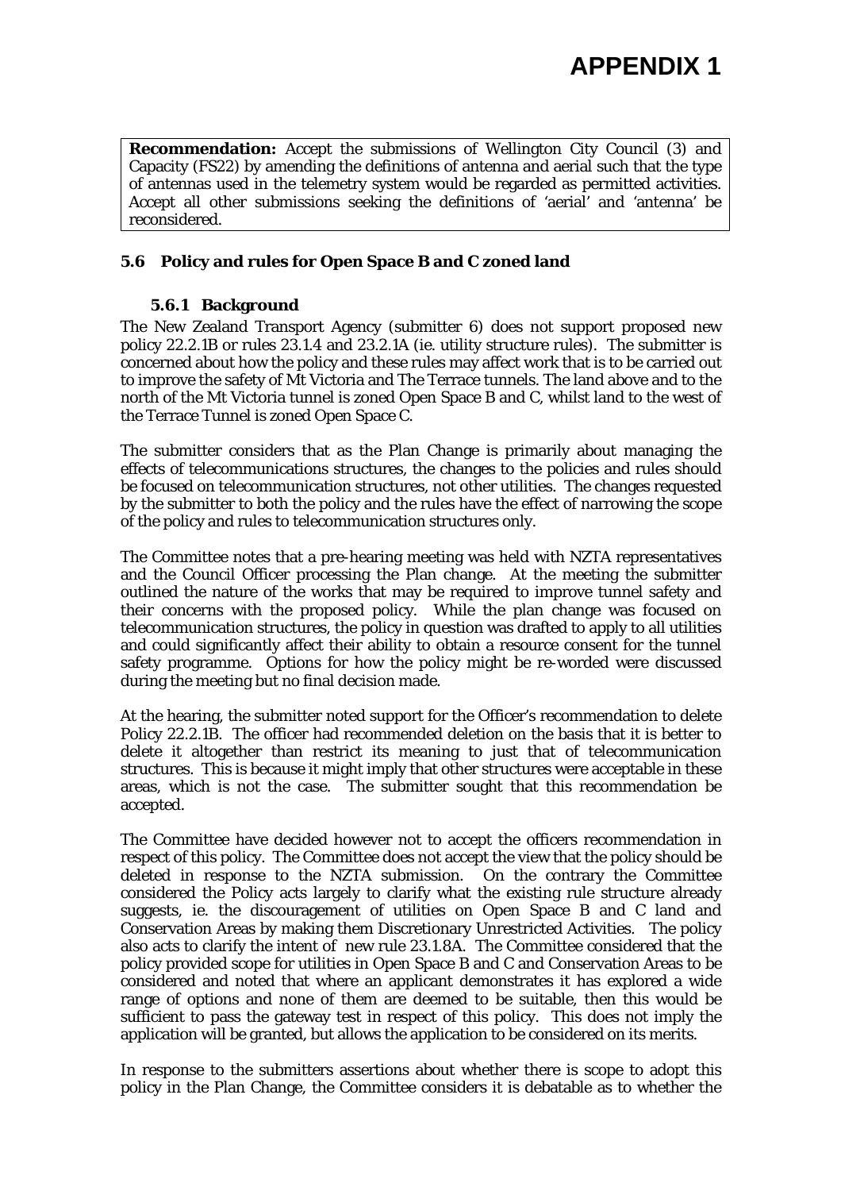# APPENDIX 1

**Recommendation:** Accept the submissions of Wellington City Council (3) and Capacity (FS22) by amending the definitions of antenna and aerial such that the type of antennas used in the telemetry system would be regarded as permitted activities. Accept all other submissions seeking the definitions of 'aerial' and 'antenna' be reconsidered.

## 5.6 Policy and rules for Open Space B and C zoned land

### 5.6.1 Background

The New Zealand Transport Agency (submitter 6) does not support proposed new policy 22.2.1B or rules 23.1.4 and 23.2.1A (ie. utility structure rules). The submitter is concerned about how the policy and these rules may affect work that is to be carried out to improve the safety of Mt Victoria and The Terrace tunnels. The land above and to the north of the Mt Victoria tunnel is zoned Open Space B and C, whilst land to the west of the Terrace Tunnel is zoned Open Space C.

The submitter considers that as the Plan Change is primarily about managing the effects of telecommunications structures, the changes to the policies and rules should be focused on telecommunication structures, not other utilities. The changes requested by the submitter to both the policy and the rules have the effect of narrowing the scope of the policy and rules to telecommunication structures only.

The Committee notes that a pre-hearing meeting was held with NZTA representatives and the Council Officer processing the Plan change. At the meeting the submitter outlined the nature of the works that may be required to improve tunnel safety and their concerns with the proposed policy. While the plan change was focused on telecommunication structures, the policy in question was drafted to apply to all utilities and could significantly affect their ability to obtain a resource consent for the tunnel safety programme. Options for how the policy might be re-worded were discussed during the meeting but no final decision made.

At the hearing, the submitter noted support for the Officer's recommendation to delete Policy 22.2.1B. The officer had recommended deletion on the basis that it is better to delete it altogether than restrict its meaning to just that of telecommunication structures. This is because it might imply that other structures were acceptable in these areas, which is not the case. The submitter sought that this recommendation be accepted.

The Committee have decided however not to accept the officers recommendation in respect of this policy. The Committee does not accept the view that the policy should be deleted in response to the NZTA submission. On the contrary the Committee considered the Policy acts largely to clarify what the existing rule structure already suggests, ie. the discouragement of utilities on Open Space B and C land and Conservation Areas by making them Discretionary Unrestricted Activities. The policy also acts to clarify the intent of new rule 23.1.8A. The Committee considered that the policy provided scope for utilities in Open Space B and C and Conservation Areas to be considered and noted that where an applicant demonstrates it has explored a wide range of options and none of them are deemed to be suitable, then this would be sufficient to pass the gateway test in respect of this policy. This does not imply the application will be granted, but allows the application to be considered on its merits.

In response to the submitters assertions about whether there is scope to adopt this policy in the Plan Change, the Committee considers it is debatable as to whether the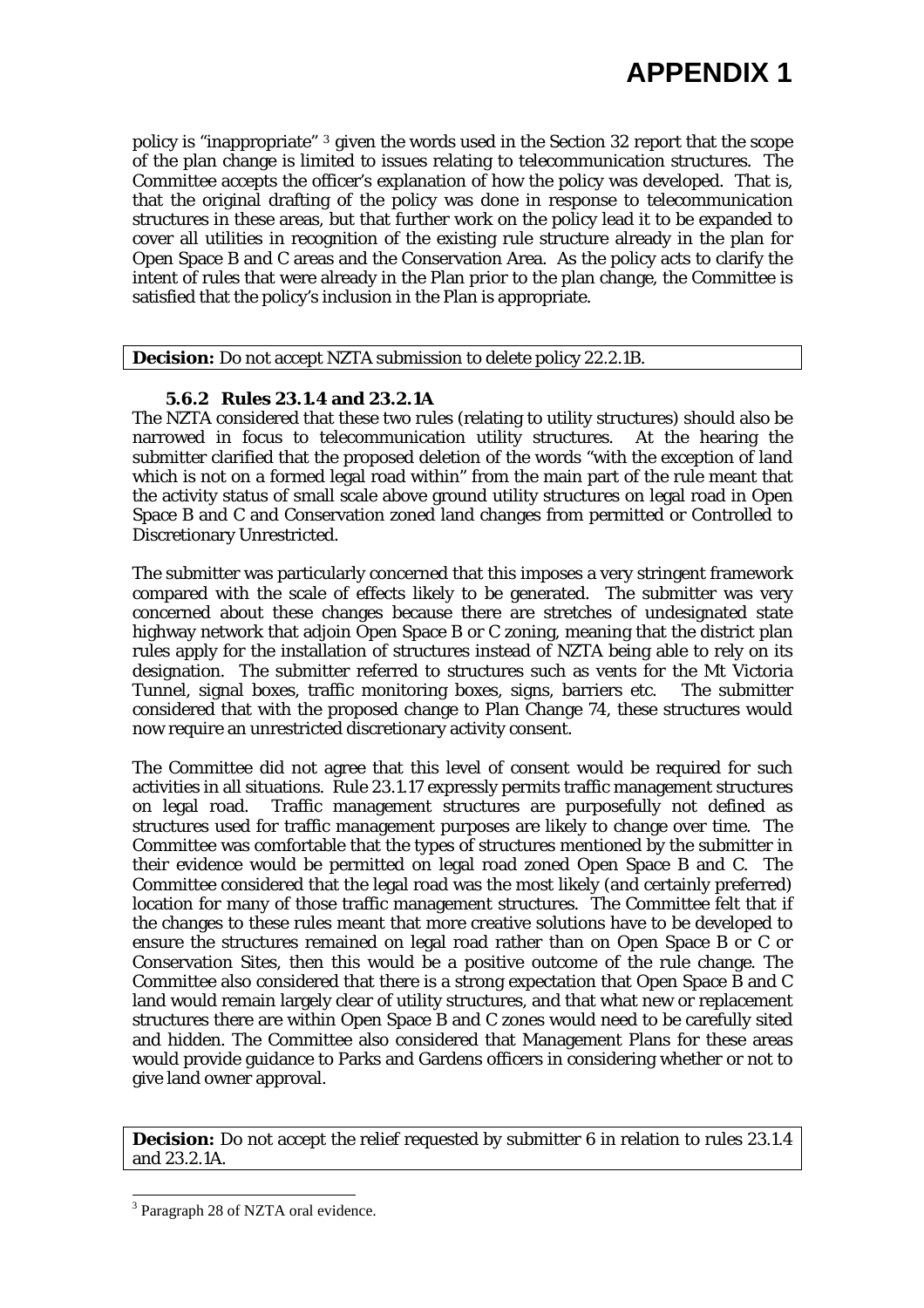policy is "inappropriate" [3] given the words used in the Section 32 report that the scope of the plan change is limited to issues relating to telecommunication structures. The Committee accepts the officer's explanation of how the policy was developed. That is, that the original drafting of the policy was done in response to telecommunication structures in these areas, but that further work on the policy lead it to be expanded to cover all utilities in recognition of the existing rule structure already in the plan for Open Space B and C areas and the Conservation Area. As the policy acts to clarify the intent of rules that were already in the Plan prior to the plan change, the Committee is satisfied that the policy's inclusion in the Plan is appropriate.

**Decision:** Do not accept NZTA submission to delete policy 22.2.1B.

### 5.6.2 Rules 23.1.4 and 23.2.1A

The NZTA considered that these two rules (relating to utility structures) should also be narrowed in focus to telecommunication utility structures. At the hearing the submitter clarified that the proposed deletion of the words "with the exception of land which is not on a formed legal road within" from the main part of the rule meant that the activity status of small scale above ground utility structures on legal road in Open Space B and C and Conservation zoned land changes from permitted or Controlled to Discretionary Unrestricted.

The submitter was particularly concerned that this imposes a very stringent framework compared with the scale of effects likely to be generated. The submitter was very concerned about these changes because there are stretches of undesignated state highway network that adjoin Open Space B or C zoning, meaning that the district plan rules apply for the installation of structures instead of NZTA being able to rely on its designation. The submitter referred to structures such as vents for the Mt Victoria Tunnel, signal boxes, traffic monitoring boxes, signs, barriers etc. The submitter considered that with the proposed change to Plan Change 74, these structures would now require an unrestricted discretionary activity consent.

The Committee did not agree that this level of consent would be required for such activities in all situations. Rule 23.1.17 expressly permits traffic management structures on legal road. Traffic management structures are purposefully not defined as structures used for traffic management purposes are likely to change over time. The Committee was comfortable that the types of structures mentioned by the submitter in their evidence would be permitted on legal road zoned Open Space B and C. The Committee considered that the legal road was the most likely (and certainly preferred) location for many of those traffic management structures. The Committee felt that if the changes to these rules meant that more creative solutions have to be developed to ensure the structures remained on legal road rather than on Open Space B or C or Conservation Sites, then this would be a positive outcome of the rule change. The Committee also considered that there is a strong expectation that Open Space B and C land would remain largely clear of utility structures, and that what new or replacement structures there are within Open Space B and C zones would need to be carefully sited and hidden. The Committee also considered that Management Plans for these areas would provide guidance to Parks and Gardens officers in considering whether or not to give land owner approval.

**Decision:** Do not accept the relief requested by submitter 6 in relation to rules 23.1.4 and 23.2.1A.

[3] Paragraph 28 of NZTA oral evidence.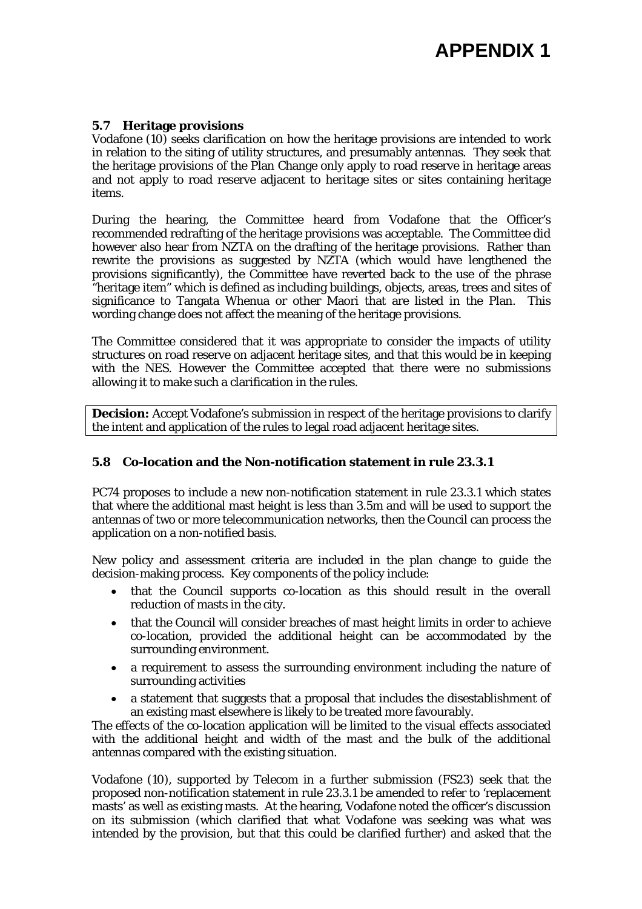# APPENDIX 1

### 5.7 Heritage provisions

Vodafone (10) seeks clarification on how the heritage provisions are intended to work in relation to the siting of utility structures, and presumably antennas. They seek that the heritage provisions of the Plan Change only apply to road reserve in heritage areas and not apply to road reserve adjacent to heritage sites or sites containing heritage items.

During the hearing, the Committee heard from Vodafone that the Officer's recommended redrafting of the heritage provisions was acceptable. The Committee did however also hear from NZTA on the drafting of the heritage provisions. Rather than rewrite the provisions as suggested by NZTA (which would have lengthened the provisions significantly), the Committee have reverted back to the use of the phrase "heritage item" which is defined as including buildings, objects, areas, trees and sites of significance to Tangata Whenua or other Maori that are listed in the Plan. This wording change does not affect the meaning of the heritage provisions.

The Committee considered that it was appropriate to consider the impacts of utility structures on road reserve on adjacent heritage sites, and that this would be in keeping with the NES. However the Committee accepted that there were no submissions allowing it to make such a clarification in the rules.

**Decision:** Accept Vodafone's submission in respect of the heritage provisions to clarify the intent and application of the rules to legal road adjacent heritage sites.

### 5.8 Co-location and the Non-notification statement in rule 23.3.1

PC74 proposes to include a new non-notification statement in rule 23.3.1 which states that where the additional mast height is less than 3.5m and will be used to support the antennas of two or more telecommunication networks, then the Council can process the application on a non-notified basis.

New policy and assessment criteria are included in the plan change to guide the decision-making process. Key components of the policy include:

- that the Council supports co-location as this should result in the overall reduction of masts in the city.
- that the Council will consider breaches of mast height limits in order to achieve co-location, provided the additional height can be accommodated by the surrounding environment.
- a requirement to assess the surrounding environment including the nature of surrounding activities
- a statement that suggests that a proposal that includes the disestablishment of an existing mast elsewhere is likely to be treated more favourably.

The effects of the co-location application will be limited to the visual effects associated with the additional height and width of the mast and the bulk of the additional antennas compared with the existing situation.

Vodafone (10), supported by Telecom in a further submission (FS23) seek that the proposed non-notification statement in rule 23.3.1 be amended to refer to 'replacement masts' as well as existing masts. At the hearing, Vodafone noted the officer's discussion on its submission (which clarified that what Vodafone was seeking was what was intended by the provision, but that this could be clarified further) and asked that the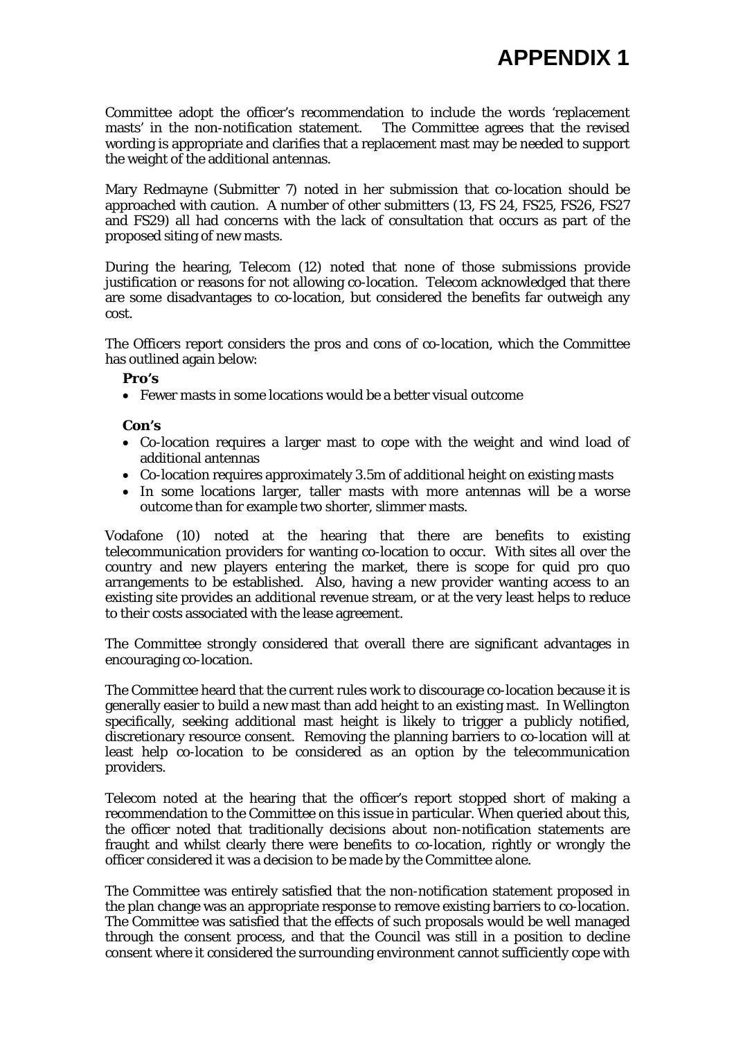# APPENDIX 1

Committee adopt the officer's recommendation to include the words 'replacement masts' in the non-notification statement. The Committee agrees that the revised wording is appropriate and clarifies that a replacement mast may be needed to support the weight of the additional antennas.

Mary Redmayne (Submitter 7) noted in her submission that co-location should be approached with caution. A number of other submitters (13, FS 24, FS25, FS26, FS27 and FS29) all had concerns with the lack of consultation that occurs as part of the proposed siting of new masts.

During the hearing, Telecom (12) noted that none of those submissions provide justification or reasons for not allowing co-location. Telecom acknowledged that there are some disadvantages to co-location, but considered the benefits far outweigh any cost.

The Officers report considers the pros and cons of co-location, which the Committee has outlined again below:

**Pro's**

- Fewer masts in some locations would be a better visual outcome

**Con's**

- Co-location requires a larger mast to cope with the weight and wind load of additional antennas
- Co-location requires approximately 3.5m of additional height on existing masts
- In some locations larger, taller masts with more antennas will be a worse outcome than for example two shorter, slimmer masts.

Vodafone (10) noted at the hearing that there are benefits to existing telecommunication providers for wanting co-location to occur. With sites all over the country and new players entering the market, there is scope for quid pro quo arrangements to be established. Also, having a new provider wanting access to an existing site provides an additional revenue stream, or at the very least helps to reduce to their costs associated with the lease agreement.

The Committee strongly considered that overall there are significant advantages in encouraging co-location.

The Committee heard that the current rules work to discourage co-location because it is generally easier to build a new mast than add height to an existing mast. In Wellington specifically, seeking additional mast height is likely to trigger a publicly notified, discretionary resource consent. Removing the planning barriers to co-location will at least help co-location to be considered as an option by the telecommunication providers.

Telecom noted at the hearing that the officer's report stopped short of making a recommendation to the Committee on this issue in particular. When queried about this, the officer noted that traditionally decisions about non-notification statements are fraught and whilst clearly there were benefits to co-location, rightly or wrongly the officer considered it was a decision to be made by the Committee alone.

The Committee was entirely satisfied that the non-notification statement proposed in the plan change was an appropriate response to remove existing barriers to co-location. The Committee was satisfied that the effects of such proposals would be well managed through the consent process, and that the Council was still in a position to decline consent where it considered the surrounding environment cannot sufficiently cope with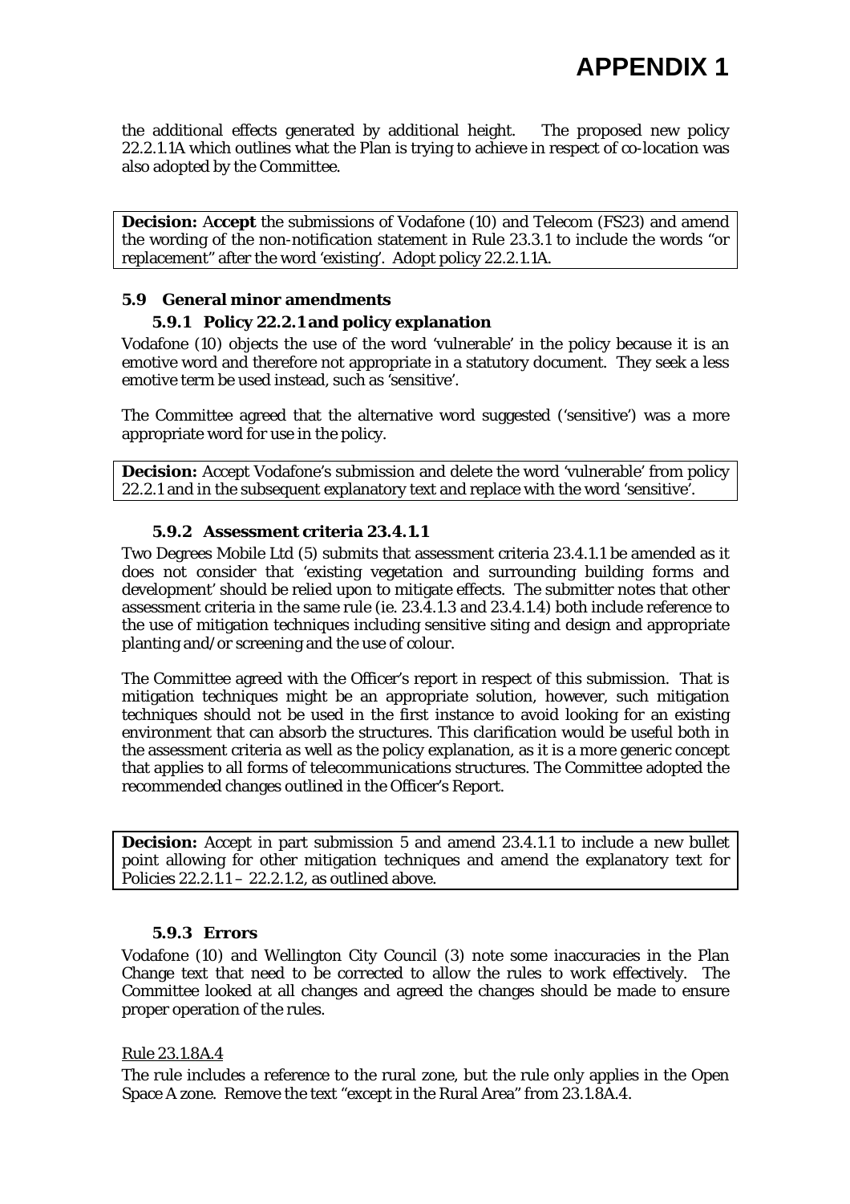the additional effects generated by additional height. The proposed new policy 22.2.1.1A which outlines what the Plan is trying to achieve in respect of co-location was also adopted by the Committee.

**Decision:** A**ccept** the submissions of Vodafone (10) and Telecom (FS23) and amend the wording of the non-notification statement in Rule 23.3.1 to include the words "or replacement" after the word 'existing'. Adopt policy 22.2.1.1A.

### 5.9 General minor amendments

#### 5.9.1 Policy 22.2.1 and policy explanation

Vodafone (10) objects the use of the word 'vulnerable' in the policy because it is an emotive word and therefore not appropriate in a statutory document. They seek a less emotive term be used instead, such as 'sensitive'.

The Committee agreed that the alternative word suggested ('sensitive') was a more appropriate word for use in the policy.

**Decision:** Accept Vodafone's submission and delete the word 'vulnerable' from policy 22.2.1 and in the subsequent explanatory text and replace with the word 'sensitive'.

#### 5.9.2 Assessment criteria 23.4.1.1

Two Degrees Mobile Ltd (5) submits that assessment criteria 23.4.1.1 be amended as it does not consider that 'existing vegetation and surrounding building forms and development' should be relied upon to mitigate effects. The submitter notes that other assessment criteria in the same rule (ie. 23.4.1.3 and 23.4.1.4) both include reference to the use of mitigation techniques including sensitive siting and design and appropriate planting and/or screening and the use of colour.

The Committee agreed with the Officer's report in respect of this submission. That is mitigation techniques might be an appropriate solution, however, such mitigation techniques should not be used in the first instance to avoid looking for an existing environment that can absorb the structures. This clarification would be useful both in the assessment criteria as well as the policy explanation, as it is a more generic concept that applies to all forms of telecommunications structures. The Committee adopted the recommended changes outlined in the Officer's Report.

**Decision:** Accept in part submission 5 and amend 23.4.1.1 to include a new bullet point allowing for other mitigation techniques and amend the explanatory text for Policies 22.2.1.1 – 22.2.1.2, as outlined above.

#### 5.9.3 Errors

Vodafone (10) and Wellington City Council (3) note some inaccuracies in the Plan Change text that need to be corrected to allow the rules to work effectively. The Committee looked at all changes and agreed the changes should be made to ensure proper operation of the rules.

<u>Rule 23.1.8A.4</u>

The rule includes a reference to the rural zone, but the rule only applies in the Open Space A zone. Remove the text "except in the Rural Area" from 23.1.8A.4.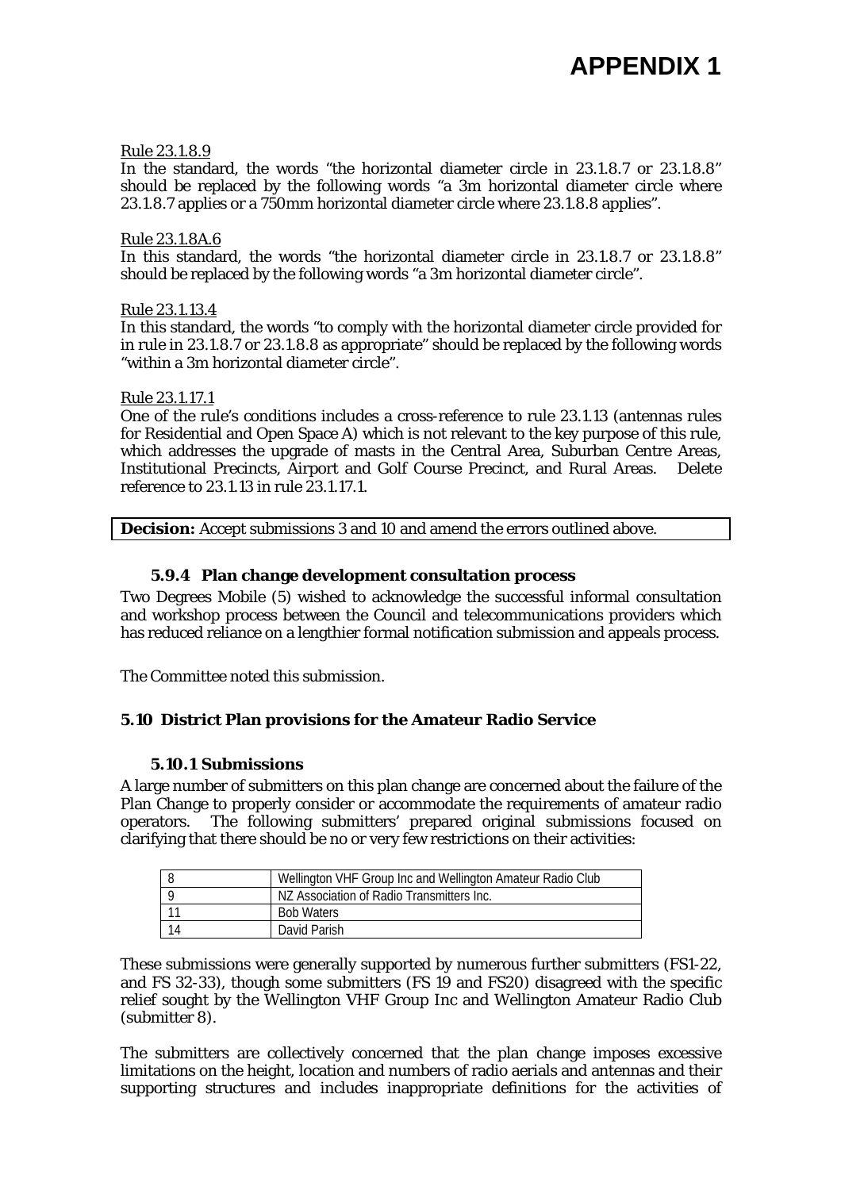# APPENDIX 1

Rule 23.1.8.9

In the standard, the words "the horizontal diameter circle in 23.1.8.7 or 23.1.8.8" should be replaced by the following words "a 3m horizontal diameter circle where 23.1.8.7 applies or a 750mm horizontal diameter circle where 23.1.8.8 applies".

Rule 23.1.8A.6

In this standard, the words "the horizontal diameter circle in 23.1.8.7 or 23.1.8.8" should be replaced by the following words "a 3m horizontal diameter circle".

Rule 23.1.13.4

In this standard, the words "to comply with the horizontal diameter circle provided for in rule in 23.1.8.7 or 23.1.8.8 as appropriate" should be replaced by the following words "within a 3m horizontal diameter circle".

Rule 23.1.17.1

One of the rule's conditions includes a cross-reference to rule 23.1.13 (antennas rules for Residential and Open Space A) which is not relevant to the key purpose of this rule, which addresses the upgrade of masts in the Central Area, Suburban Centre Areas, Institutional Precincts, Airport and Golf Course Precinct, and Rural Areas. Delete reference to 23.1.13 in rule 23.1.17.1.

**Decision:** Accept submissions 3 and 10 and amend the errors outlined above.

### 5.9.4 Plan change development consultation process

Two Degrees Mobile (5) wished to acknowledge the successful informal consultation and workshop process between the Council and telecommunications providers which has reduced reliance on a lengthier formal notification submission and appeals process.

The Committee noted this submission.

## 5.10 District Plan provisions for the Amateur Radio Service

### 5.10.1 Submissions

A large number of submitters on this plan change are concerned about the failure of the Plan Change to properly consider or accommodate the requirements of amateur radio operators. The following submitters' prepared original submissions focused on clarifying that there should be no or very few restrictions on their activities:

| | |
|---|---|
| 8 | Wellington VHF Group Inc and Wellington Amateur Radio Club |
| 9 | NZ Association of Radio Transmitters Inc. |
| 11 | Bob Waters |
| 14 | David Parish |

These submissions were generally supported by numerous further submitters (FS1-22, and FS 32-33), though some submitters (FS 19 and FS20) disagreed with the specific relief sought by the Wellington VHF Group Inc and Wellington Amateur Radio Club (submitter 8).

The submitters are collectively concerned that the plan change imposes excessive limitations on the height, location and numbers of radio aerials and antennas and their supporting structures and includes inappropriate definitions for the activities of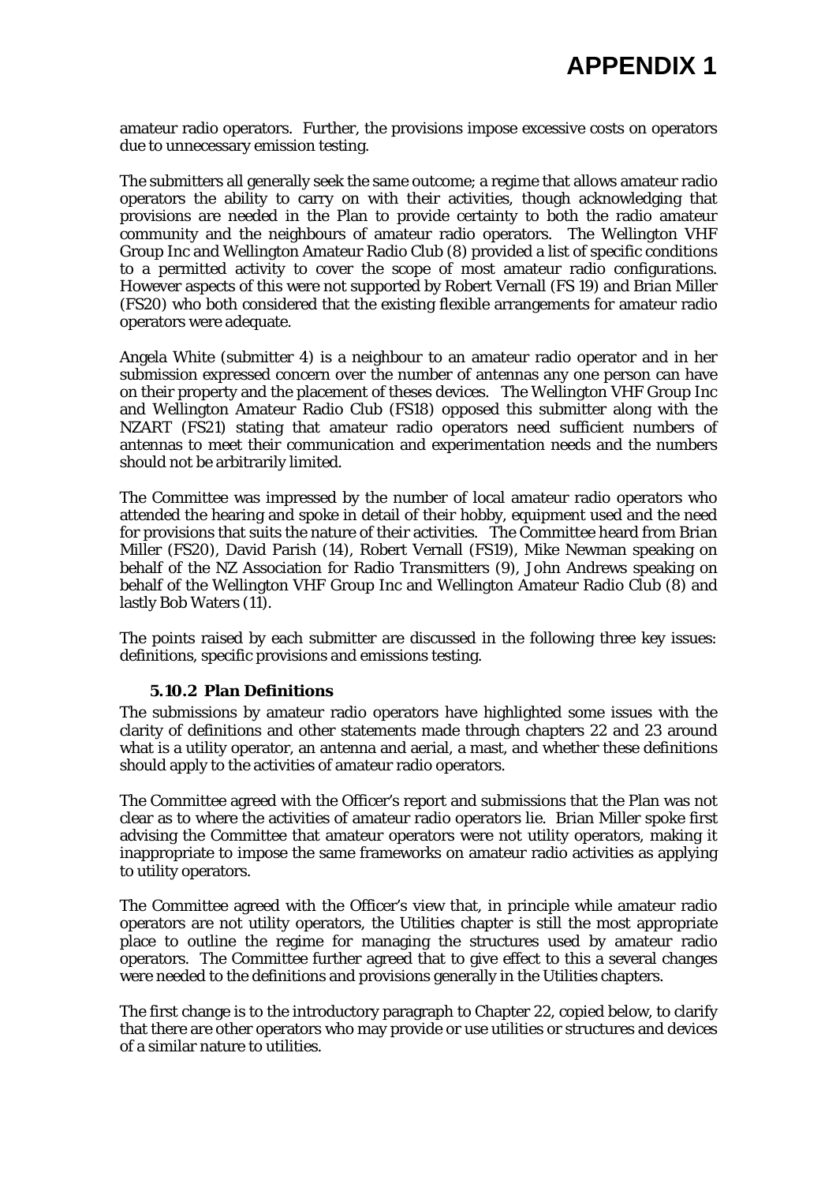amateur radio operators. Further, the provisions impose excessive costs on operators due to unnecessary emission testing.

The submitters all generally seek the same outcome; a regime that allows amateur radio operators the ability to carry on with their activities, though acknowledging that provisions are needed in the Plan to provide certainty to both the radio amateur community and the neighbours of amateur radio operators. The Wellington VHF Group Inc and Wellington Amateur Radio Club (8) provided a list of specific conditions to a permitted activity to cover the scope of most amateur radio configurations. However aspects of this were not supported by Robert Vernall (FS 19) and Brian Miller (FS20) who both considered that the existing flexible arrangements for amateur radio operators were adequate.

Angela White (submitter 4) is a neighbour to an amateur radio operator and in her submission expressed concern over the number of antennas any one person can have on their property and the placement of theses devices. The Wellington VHF Group Inc and Wellington Amateur Radio Club (FS18) opposed this submitter along with the NZART (FS21) stating that amateur radio operators need sufficient numbers of antennas to meet their communication and experimentation needs and the numbers should not be arbitrarily limited.

The Committee was impressed by the number of local amateur radio operators who attended the hearing and spoke in detail of their hobby, equipment used and the need for provisions that suits the nature of their activities. The Committee heard from Brian Miller (FS20), David Parish (14), Robert Vernall (FS19), Mike Newman speaking on behalf of the NZ Association for Radio Transmitters (9), John Andrews speaking on behalf of the Wellington VHF Group Inc and Wellington Amateur Radio Club (8) and lastly Bob Waters (11).

The points raised by each submitter are discussed in the following three key issues: definitions, specific provisions and emissions testing.

### 5.10.2 Plan Definitions

The submissions by amateur radio operators have highlighted some issues with the clarity of definitions and other statements made through chapters 22 and 23 around what is a utility operator, an antenna and aerial, a mast, and whether these definitions should apply to the activities of amateur radio operators.

The Committee agreed with the Officer's report and submissions that the Plan was not clear as to where the activities of amateur radio operators lie. Brian Miller spoke first advising the Committee that amateur operators were not utility operators, making it inappropriate to impose the same frameworks on amateur radio activities as applying to utility operators.

The Committee agreed with the Officer's view that, in principle while amateur radio operators are not utility operators, the Utilities chapter is still the most appropriate place to outline the regime for managing the structures used by amateur radio operators. The Committee further agreed that to give effect to this a several changes were needed to the definitions and provisions generally in the Utilities chapters.

The first change is to the introductory paragraph to Chapter 22, copied below, to clarify that there are other operators who may provide or use utilities or structures and devices of a similar nature to utilities.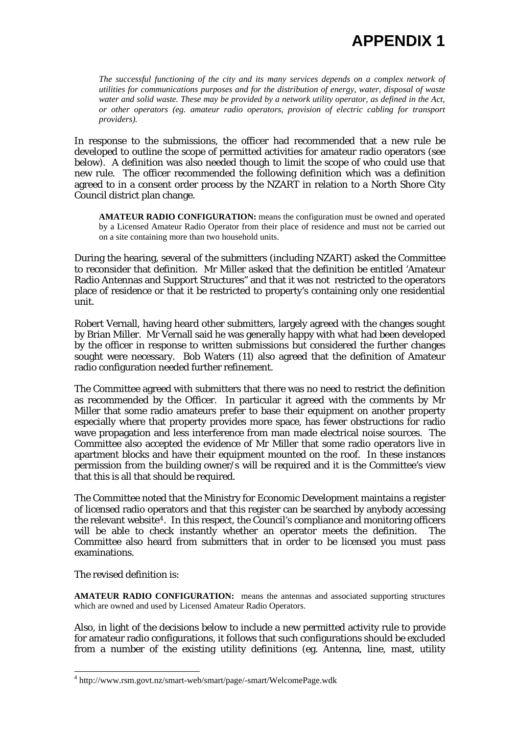# APPENDIX 1

*The successful functioning of the city and its many services depends on a complex network of utilities for communications purposes and for the distribution of energy, water, disposal of waste water and solid waste. These may be provided by a network utility operator, as defined in the Act, or other operators (eg. amateur radio operators, provision of electric cabling for transport providers).*

In response to the submissions, the officer had recommended that a new rule be developed to outline the scope of permitted activities for amateur radio operators (see below). A definition was also needed though to limit the scope of who could use that new rule. The officer recommended the following definition which was a definition agreed to in a consent order process by the NZART in relation to a North Shore City Council district plan change.

> **AMATEUR RADIO CONFIGURATION:** means the configuration must be owned and operated by a Licensed Amateur Radio Operator from their place of residence and must not be carried out on a site containing more than two household units.

During the hearing, several of the submitters (including NZART) asked the Committee to reconsider that definition. Mr Miller asked that the definition be entitled 'Amateur Radio Antennas and Support Structures" and that it was not restricted to the operators place of residence or that it be restricted to property's containing only one residential unit.

Robert Vernall, having heard other submitters, largely agreed with the changes sought by Brian Miller. Mr Vernall said he was generally happy with what had been developed by the officer in response to written submissions but considered the further changes sought were necessary. Bob Waters (11) also agreed that the definition of Amateur radio configuration needed further refinement.

The Committee agreed with submitters that there was no need to restrict the definition as recommended by the Officer. In particular it agreed with the comments by Mr Miller that some radio amateurs prefer to base their equipment on another property especially where that property provides more space, has fewer obstructions for radio wave propagation and less interference from man made electrical noise sources. The Committee also accepted the evidence of Mr Miller that some radio operators live in apartment blocks and have their equipment mounted on the roof. In these instances permission from the building owner/s will be required and it is the Committee's view that this is all that should be required.

The Committee noted that the Ministry for Economic Development maintains a register of licensed radio operators and that this register can be searched by anybody accessing the relevant website[4]. In this respect, the Council's compliance and monitoring officers will be able to check instantly whether an operator meets the definition. The Committee also heard from submitters that in order to be licensed you must pass examinations.

The revised definition is:

**AMATEUR RADIO CONFIGURATION:** means the antennas and associated supporting structures which are owned and used by Licensed Amateur Radio Operators.

Also, in light of the decisions below to include a new permitted activity rule to provide for amateur radio configurations, it follows that such configurations should be excluded from a number of the existing utility definitions (eg. Antenna, line, mast, utility

[4] http://www.rsm.govt.nz/smart-web/smart/page/-smart/WelcomePage.wdk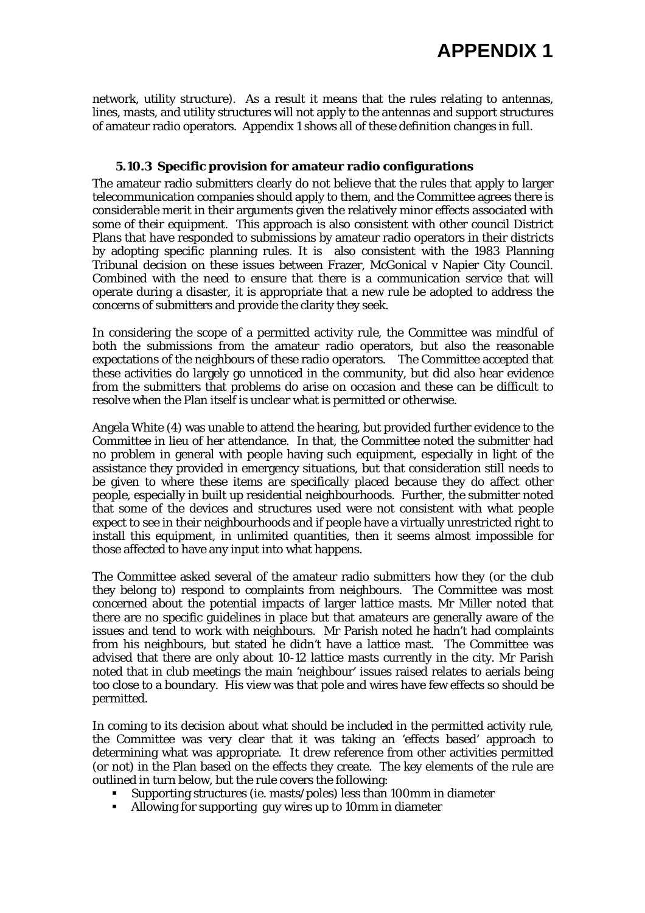network, utility structure). As a result it means that the rules relating to antennas, lines, masts, and utility structures will not apply to the antennas and support structures of amateur radio operators. Appendix 1 shows all of these definition changes in full.

### 5.10.3 Specific provision for amateur radio configurations

The amateur radio submitters clearly do not believe that the rules that apply to larger telecommunication companies should apply to them, and the Committee agrees there is considerable merit in their arguments given the relatively minor effects associated with some of their equipment. This approach is also consistent with other council District Plans that have responded to submissions by amateur radio operators in their districts by adopting specific planning rules. It is also consistent with the 1983 Planning Tribunal decision on these issues between Frazer, McGonical v Napier City Council. Combined with the need to ensure that there is a communication service that will operate during a disaster, it is appropriate that a new rule be adopted to address the concerns of submitters and provide the clarity they seek.

In considering the scope of a permitted activity rule, the Committee was mindful of both the submissions from the amateur radio operators, but also the reasonable expectations of the neighbours of these radio operators. The Committee accepted that these activities do largely go unnoticed in the community, but did also hear evidence from the submitters that problems do arise on occasion and these can be difficult to resolve when the Plan itself is unclear what is permitted or otherwise.

Angela White (4) was unable to attend the hearing, but provided further evidence to the Committee in lieu of her attendance. In that, the Committee noted the submitter had no problem in general with people having such equipment, especially in light of the assistance they provided in emergency situations, but that consideration still needs to be given to where these items are specifically placed because they do affect other people, especially in built up residential neighbourhoods. Further, the submitter noted that some of the devices and structures used were not consistent with what people expect to see in their neighbourhoods and if people have a virtually unrestricted right to install this equipment, in unlimited quantities, then it seems almost impossible for those affected to have any input into what happens.

The Committee asked several of the amateur radio submitters how they (or the club they belong to) respond to complaints from neighbours. The Committee was most concerned about the potential impacts of larger lattice masts. Mr Miller noted that there are no specific guidelines in place but that amateurs are generally aware of the issues and tend to work with neighbours. Mr Parish noted he hadn't had complaints from his neighbours, but stated he didn't have a lattice mast. The Committee was advised that there are only about 10-12 lattice masts currently in the city. Mr Parish noted that in club meetings the main 'neighbour' issues raised relates to aerials being too close to a boundary. His view was that pole and wires have few effects so should be permitted.

In coming to its decision about what should be included in the permitted activity rule, the Committee was very clear that it was taking an 'effects based' approach to determining what was appropriate. It drew reference from other activities permitted (or not) in the Plan based on the effects they create. The key elements of the rule are outlined in turn below, but the rule covers the following:

- Supporting structures (ie. masts/poles) less than 100mm in diameter
- Allowing for supporting guy wires up to 10mm in diameter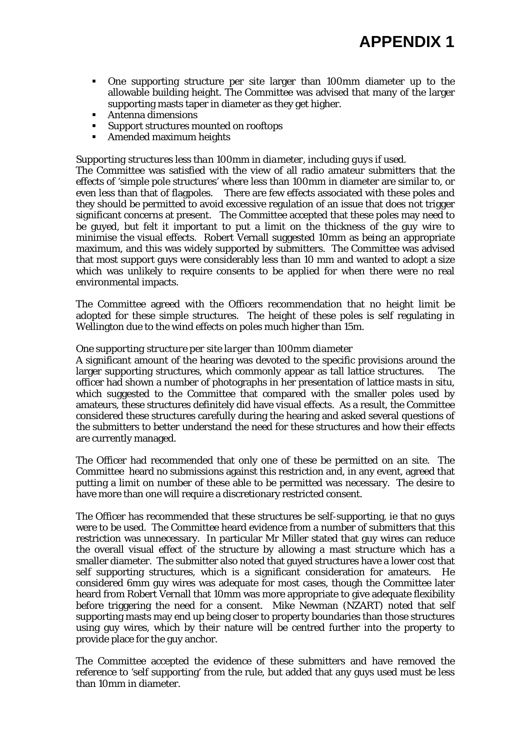# APPENDIX 1

- One supporting structure per site larger than 100mm diameter up to the allowable building height. The Committee was advised that many of the larger supporting masts taper in diameter as they get higher.
- Antenna dimensions
- Support structures mounted on rooftops
- Amended maximum heights

*Supporting structures less than 100mm in diameter, including guys if used.*
The Committee was satisfied with the view of all radio amateur submitters that the effects of 'simple pole structures' where less than 100mm in diameter are similar to, or even less than that of flagpoles. There are few effects associated with these poles and they should be permitted to avoid excessive regulation of an issue that does not trigger significant concerns at present. The Committee accepted that these poles may need to be guyed, but felt it important to put a limit on the thickness of the guy wire to minimise the visual effects. Robert Vernall suggested 10mm as being an appropriate maximum, and this was widely supported by submitters. The Committee was advised that most support guys were considerably less than 10 mm and wanted to adopt a size which was unlikely to require consents to be applied for when there were no real environmental impacts.

The Committee agreed with the Officers recommendation that no height limit be adopted for these simple structures. The height of these poles is self regulating in Wellington due to the wind effects on poles much higher than 15m.

*One supporting structure per site larger than 100mm diameter*
A significant amount of the hearing was devoted to the specific provisions around the larger supporting structures, which commonly appear as tall lattice structures. The officer had shown a number of photographs in her presentation of lattice masts in situ, which suggested to the Committee that compared with the smaller poles used by amateurs, these structures definitely did have visual effects. As a result, the Committee considered these structures carefully during the hearing and asked several questions of the submitters to better understand the need for these structures and how their effects are currently managed.

The Officer had recommended that only one of these be permitted on an site. The Committee heard no submissions against this restriction and, in any event, agreed that putting a limit on number of these able to be permitted was necessary. The desire to have more than one will require a discretionary restricted consent.

The Officer has recommended that these structures be self-supporting, ie that no guys were to be used. The Committee heard evidence from a number of submitters that this restriction was unnecessary. In particular Mr Miller stated that guy wires can reduce the overall visual effect of the structure by allowing a mast structure which has a smaller diameter. The submitter also noted that guyed structures have a lower cost that self supporting structures, which is a significant consideration for amateurs. He considered 6mm guy wires was adequate for most cases, though the Committee later heard from Robert Vernall that 10mm was more appropriate to give adequate flexibility before triggering the need for a consent. Mike Newman (NZART) noted that self supporting masts may end up being closer to property boundaries than those structures using guy wires, which by their nature will be centred further into the property to provide place for the guy anchor.

The Committee accepted the evidence of these submitters and have removed the reference to 'self supporting' from the rule, but added that any guys used must be less than 10mm in diameter.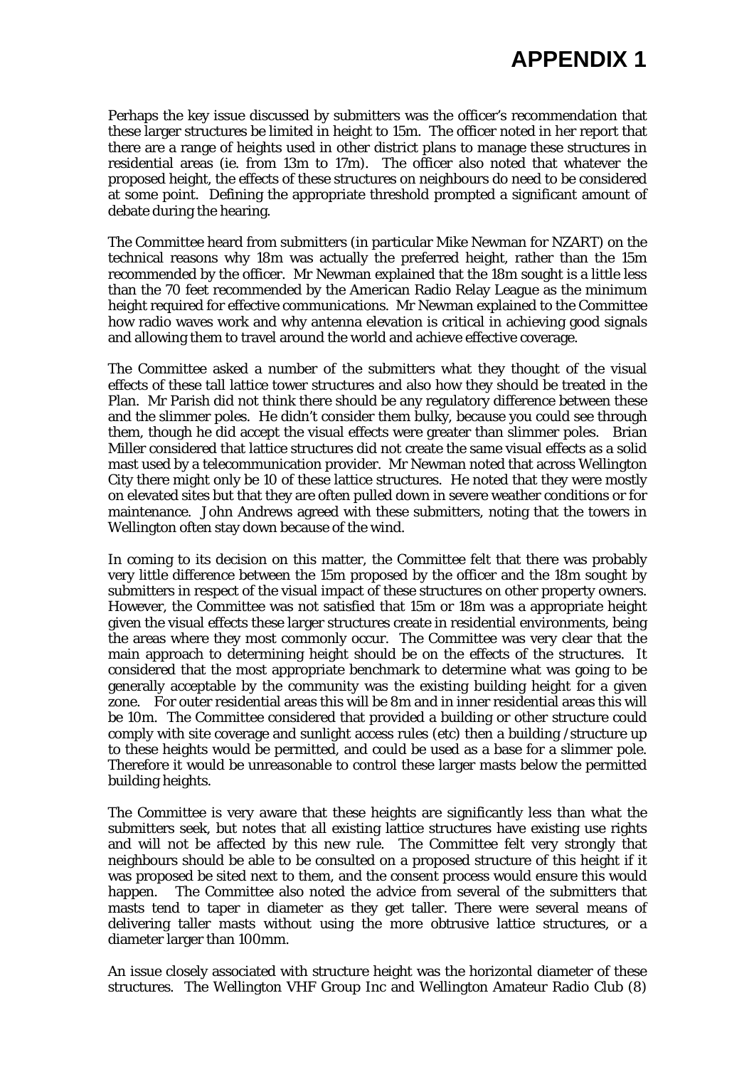# APPENDIX 1

Perhaps the key issue discussed by submitters was the officer's recommendation that these larger structures be limited in height to 15m. The officer noted in her report that there are a range of heights used in other district plans to manage these structures in residential areas (ie. from 13m to 17m). The officer also noted that whatever the proposed height, the effects of these structures on neighbours do need to be considered at some point. Defining the appropriate threshold prompted a significant amount of debate during the hearing.

The Committee heard from submitters (in particular Mike Newman for NZART) on the technical reasons why 18m was actually the preferred height, rather than the 15m recommended by the officer. Mr Newman explained that the 18m sought is a little less than the 70 feet recommended by the American Radio Relay League as the minimum height required for effective communications. Mr Newman explained to the Committee how radio waves work and why antenna elevation is critical in achieving good signals and allowing them to travel around the world and achieve effective coverage.

The Committee asked a number of the submitters what they thought of the visual effects of these tall lattice tower structures and also how they should be treated in the Plan. Mr Parish did not think there should be any regulatory difference between these and the slimmer poles. He didn't consider them bulky, because you could see through them, though he did accept the visual effects were greater than slimmer poles. Brian Miller considered that lattice structures did not create the same visual effects as a solid mast used by a telecommunication provider. Mr Newman noted that across Wellington City there might only be 10 of these lattice structures. He noted that they were mostly on elevated sites but that they are often pulled down in severe weather conditions or for maintenance. John Andrews agreed with these submitters, noting that the towers in Wellington often stay down because of the wind.

In coming to its decision on this matter, the Committee felt that there was probably very little difference between the 15m proposed by the officer and the 18m sought by submitters in respect of the visual impact of these structures on other property owners. However, the Committee was not satisfied that 15m or 18m was a appropriate height given the visual effects these larger structures create in residential environments, being the areas where they most commonly occur. The Committee was very clear that the main approach to determining height should be on the effects of the structures. It considered that the most appropriate benchmark to determine what was going to be generally acceptable by the community was the existing building height for a given zone. For outer residential areas this will be 8m and in inner residential areas this will be 10m. The Committee considered that provided a building or other structure could comply with site coverage and sunlight access rules (etc) then a building /structure up to these heights would be permitted, and could be used as a base for a slimmer pole. Therefore it would be unreasonable to control these larger masts below the permitted building heights.

The Committee is very aware that these heights are significantly less than what the submitters seek, but notes that all existing lattice structures have existing use rights and will not be affected by this new rule. The Committee felt very strongly that neighbours should be able to be consulted on a proposed structure of this height if it was proposed be sited next to them, and the consent process would ensure this would happen. The Committee also noted the advice from several of the submitters that masts tend to taper in diameter as they get taller. There were several means of delivering taller masts without using the more obtrusive lattice structures, or a diameter larger than 100mm.

An issue closely associated with structure height was the horizontal diameter of these structures. The Wellington VHF Group Inc and Wellington Amateur Radio Club (8)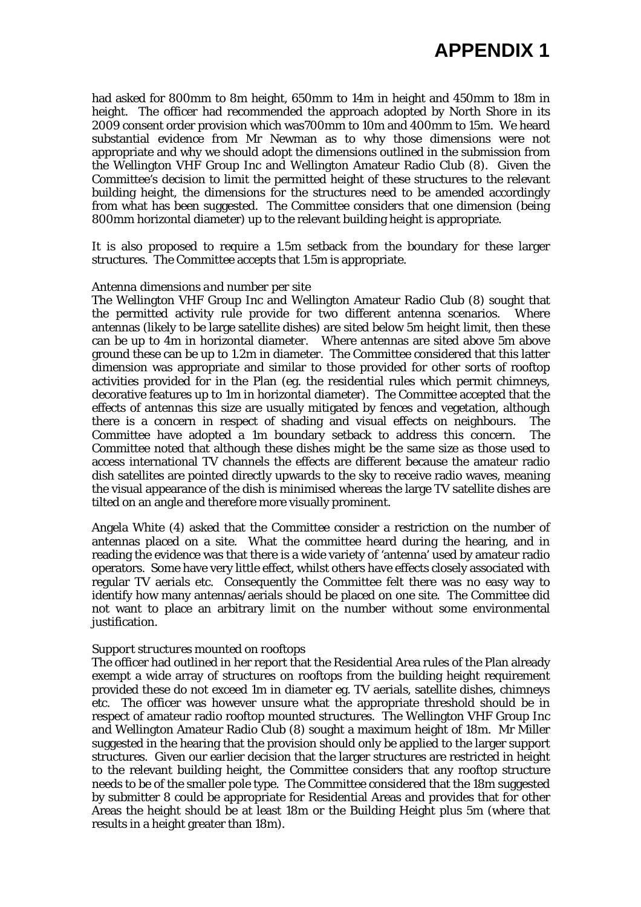# APPENDIX 1

had asked for 800mm to 8m height, 650mm to 14m in height and 450mm to 18m in height. The officer had recommended the approach adopted by North Shore in its 2009 consent order provision which was700mm to 10m and 400mm to 15m. We heard substantial evidence from Mr Newman as to why those dimensions were not appropriate and why we should adopt the dimensions outlined in the submission from the Wellington VHF Group Inc and Wellington Amateur Radio Club (8). Given the Committee's decision to limit the permitted height of these structures to the relevant building height, the dimensions for the structures need to be amended accordingly from what has been suggested. The Committee considers that one dimension (being 800mm horizontal diameter) up to the relevant building height is appropriate.

It is also proposed to require a 1.5m setback from the boundary for these larger structures. The Committee accepts that 1.5m is appropriate.

*Antenna dimensions and number per site*

The Wellington VHF Group Inc and Wellington Amateur Radio Club (8) sought that the permitted activity rule provide for two different antenna scenarios. Where antennas (likely to be large satellite dishes) are sited below 5m height limit, then these can be up to 4m in horizontal diameter. Where antennas are sited above 5m above ground these can be up to 1.2m in diameter. The Committee considered that this latter dimension was appropriate and similar to those provided for other sorts of rooftop activities provided for in the Plan (eg. the residential rules which permit chimneys, decorative features up to 1m in horizontal diameter). The Committee accepted that the effects of antennas this size are usually mitigated by fences and vegetation, although there is a concern in respect of shading and visual effects on neighbours. The Committee have adopted a 1m boundary setback to address this concern. The Committee noted that although these dishes might be the same size as those used to access international TV channels the effects are different because the amateur radio dish satellites are pointed directly upwards to the sky to receive radio waves, meaning the visual appearance of the dish is minimised whereas the large TV satellite dishes are tilted on an angle and therefore more visually prominent.

Angela White (4) asked that the Committee consider a restriction on the number of antennas placed on a site. What the committee heard during the hearing, and in reading the evidence was that there is a wide variety of 'antenna' used by amateur radio operators. Some have very little effect, whilst others have effects closely associated with regular TV aerials etc. Consequently the Committee felt there was no easy way to identify how many antennas/aerials should be placed on one site. The Committee did not want to place an arbitrary limit on the number without some environmental justification.

*Support structures mounted on rooftops*

The officer had outlined in her report that the Residential Area rules of the Plan already exempt a wide array of structures on rooftops from the building height requirement provided these do not exceed 1m in diameter eg. TV aerials, satellite dishes, chimneys etc. The officer was however unsure what the appropriate threshold should be in respect of amateur radio rooftop mounted structures. The Wellington VHF Group Inc and Wellington Amateur Radio Club (8) sought a maximum height of 18m. Mr Miller suggested in the hearing that the provision should only be applied to the larger support structures. Given our earlier decision that the larger structures are restricted in height to the relevant building height, the Committee considers that any rooftop structure needs to be of the smaller pole type. The Committee considered that the 18m suggested by submitter 8 could be appropriate for Residential Areas and provides that for other Areas the height should be at least 18m or the Building Height plus 5m (where that results in a height greater than 18m).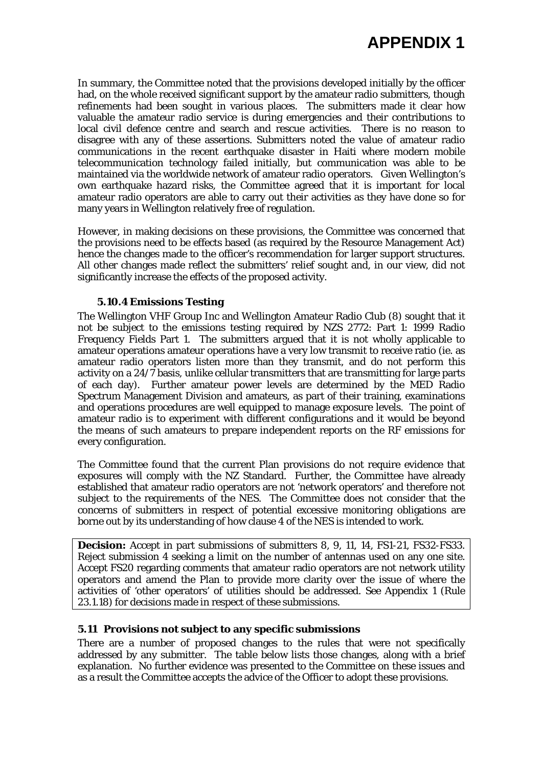In summary, the Committee noted that the provisions developed initially by the officer had, on the whole received significant support by the amateur radio submitters, though refinements had been sought in various places. The submitters made it clear how valuable the amateur radio service is during emergencies and their contributions to local civil defence centre and search and rescue activities. There is no reason to disagree with any of these assertions. Submitters noted the value of amateur radio communications in the recent earthquake disaster in Haiti where modern mobile telecommunication technology failed initially, but communication was able to be maintained via the worldwide network of amateur radio operators. Given Wellington's own earthquake hazard risks, the Committee agreed that it is important for local amateur radio operators are able to carry out their activities as they have done so for many years in Wellington relatively free of regulation.

However, in making decisions on these provisions, the Committee was concerned that the provisions need to be effects based (as required by the Resource Management Act) hence the changes made to the officer's recommendation for larger support structures. All other changes made reflect the submitters' relief sought and, in our view, did not significantly increase the effects of the proposed activity.

### 5.10.4 Emissions Testing

The Wellington VHF Group Inc and Wellington Amateur Radio Club (8) sought that it not be subject to the emissions testing required by NZS 2772: Part 1: 1999 Radio Frequency Fields Part 1. The submitters argued that it is not wholly applicable to amateur operations amateur operations have a very low transmit to receive ratio (ie. as amateur radio operators listen more than they transmit, and do not perform this activity on a 24/7 basis, unlike cellular transmitters that are transmitting for large parts of each day). Further amateur power levels are determined by the MED Radio Spectrum Management Division and amateurs, as part of their training, examinations and operations procedures are well equipped to manage exposure levels. The point of amateur radio is to experiment with different configurations and it would be beyond the means of such amateurs to prepare independent reports on the RF emissions for every configuration.

The Committee found that the current Plan provisions do not require evidence that exposures will comply with the NZ Standard. Further, the Committee have already established that amateur radio operators are not 'network operators' and therefore not subject to the requirements of the NES. The Committee does not consider that the concerns of submitters in respect of potential excessive monitoring obligations are borne out by its understanding of how clause 4 of the NES is intended to work.

**Decision:** Accept in part submissions of submitters 8, 9, 11, 14, FS1-21, FS32-FS33. Reject submission 4 seeking a limit on the number of antennas used on any one site. Accept FS20 regarding comments that amateur radio operators are not network utility operators and amend the Plan to provide more clarity over the issue of where the activities of 'other operators' of utilities should be addressed. See Appendix 1 (Rule 23.1.18) for decisions made in respect of these submissions.

### 5.11 Provisions not subject to any specific submissions

There are a number of proposed changes to the rules that were not specifically addressed by any submitter. The table below lists those changes, along with a brief explanation. No further evidence was presented to the Committee on these issues and as a result the Committee accepts the advice of the Officer to adopt these provisions.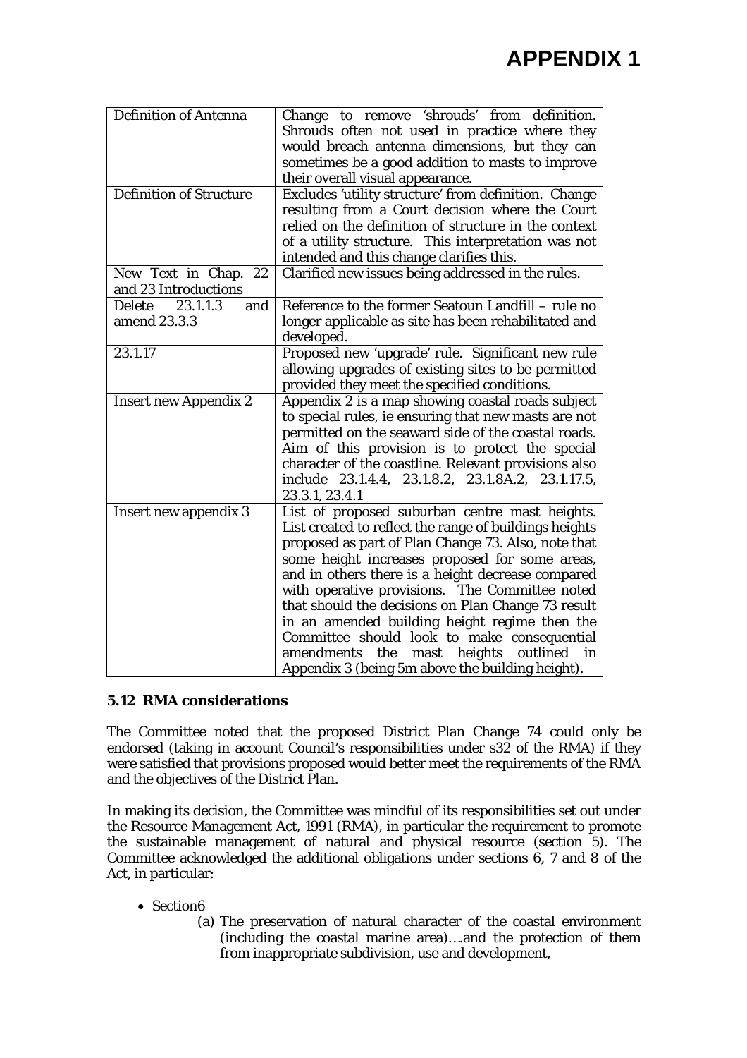# APPENDIX 1

| | |
|---|---|
| Definition of Antenna | Change to remove 'shrouds' from definition. Shrouds often not used in practice where they would breach antenna dimensions, but they can sometimes be a good addition to masts to improve their overall visual appearance. |
| Definition of Structure | Excludes 'utility structure' from definition. Change resulting from a Court decision where the Court relied on the definition of structure in the context of a utility structure. This interpretation was not intended and this change clarifies this. |
| New Text in Chap. 22 and 23 Introductions | Clarified new issues being addressed in the rules. |
| Delete 23.1.1.3 and amend 23.3.3 | Reference to the former Seatoun Landfill – rule no longer applicable as site has been rehabilitated and developed. |
| 23.1.17 | Proposed new 'upgrade' rule. Significant new rule allowing upgrades of existing sites to be permitted provided they meet the specified conditions. |
| Insert new Appendix 2 | Appendix 2 is a map showing coastal roads subject to special rules, ie ensuring that new masts are not permitted on the seaward side of the coastal roads. Aim of this provision is to protect the special character of the coastline. Relevant provisions also include 23.1.4.4, 23.1.8.2, 23.1.8A.2, 23.1.17.5, 23.3.1, 23.4.1 |
| Insert new appendix 3 | List of proposed suburban centre mast heights. List created to reflect the range of buildings heights proposed as part of Plan Change 73. Also, note that some height increases proposed for some areas, and in others there is a height decrease compared with operative provisions. The Committee noted that should the decisions on Plan Change 73 result in an amended building height regime then the Committee should look to make consequential amendments the mast heights outlined in Appendix 3 (being 5m above the building height). |

### 5.12 RMA considerations

The Committee noted that the proposed District Plan Change 74 could only be endorsed (taking in account Council's responsibilities under s32 of the RMA) if they were satisfied that provisions proposed would better meet the requirements of the RMA and the objectives of the District Plan.

In making its decision, the Committee was mindful of its responsibilities set out under the Resource Management Act, 1991 (RMA), in particular the requirement to promote the sustainable management of natural and physical resource (section 5). The Committee acknowledged the additional obligations under sections 6, 7 and 8 of the Act, in particular:

- Section6
  - (a) The preservation of natural character of the coastal environment (including the coastal marine area)….and the protection of them from inappropriate subdivision, use and development,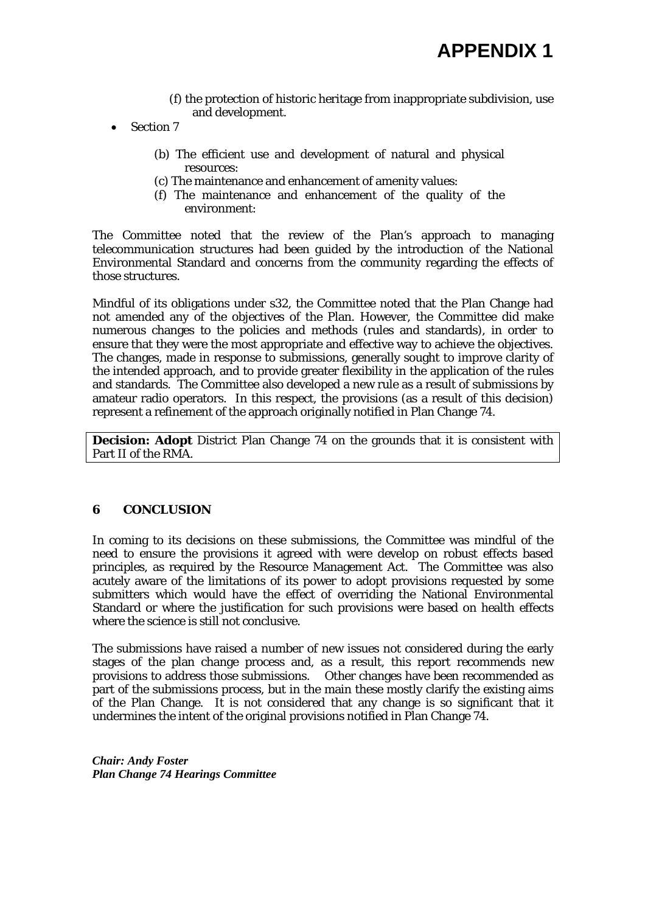# APPENDIX 1

(f) the protection of historic heritage from inappropriate subdivision, use and development.

- Section 7

  (b) The efficient use and development of natural and physical resources:

  (c) The maintenance and enhancement of amenity values:

  (f) The maintenance and enhancement of the quality of the environment:

The Committee noted that the review of the Plan's approach to managing telecommunication structures had been guided by the introduction of the National Environmental Standard and concerns from the community regarding the effects of those structures.

Mindful of its obligations under s32, the Committee noted that the Plan Change had not amended any of the objectives of the Plan. However, the Committee did make numerous changes to the policies and methods (rules and standards), in order to ensure that they were the most appropriate and effective way to achieve the objectives. The changes, made in response to submissions, generally sought to improve clarity of the intended approach, and to provide greater flexibility in the application of the rules and standards. The Committee also developed a new rule as a result of submissions by amateur radio operators. In this respect, the provisions (as a result of this decision) represent a refinement of the approach originally notified in Plan Change 74.

**Decision: Adopt** District Plan Change 74 on the grounds that it is consistent with Part II of the RMA.

## 6 CONCLUSION

In coming to its decisions on these submissions, the Committee was mindful of the need to ensure the provisions it agreed with were develop on robust effects based principles, as required by the Resource Management Act. The Committee was also acutely aware of the limitations of its power to adopt provisions requested by some submitters which would have the effect of overriding the National Environmental Standard or where the justification for such provisions were based on health effects where the science is still not conclusive.

The submissions have raised a number of new issues not considered during the early stages of the plan change process and, as a result, this report recommends new provisions to address those submissions. Other changes have been recommended as part of the submissions process, but in the main these mostly clarify the existing aims of the Plan Change. It is not considered that any change is so significant that it undermines the intent of the original provisions notified in Plan Change 74.

***Chair: Andy Foster***
***Plan Change 74 Hearings Committee***